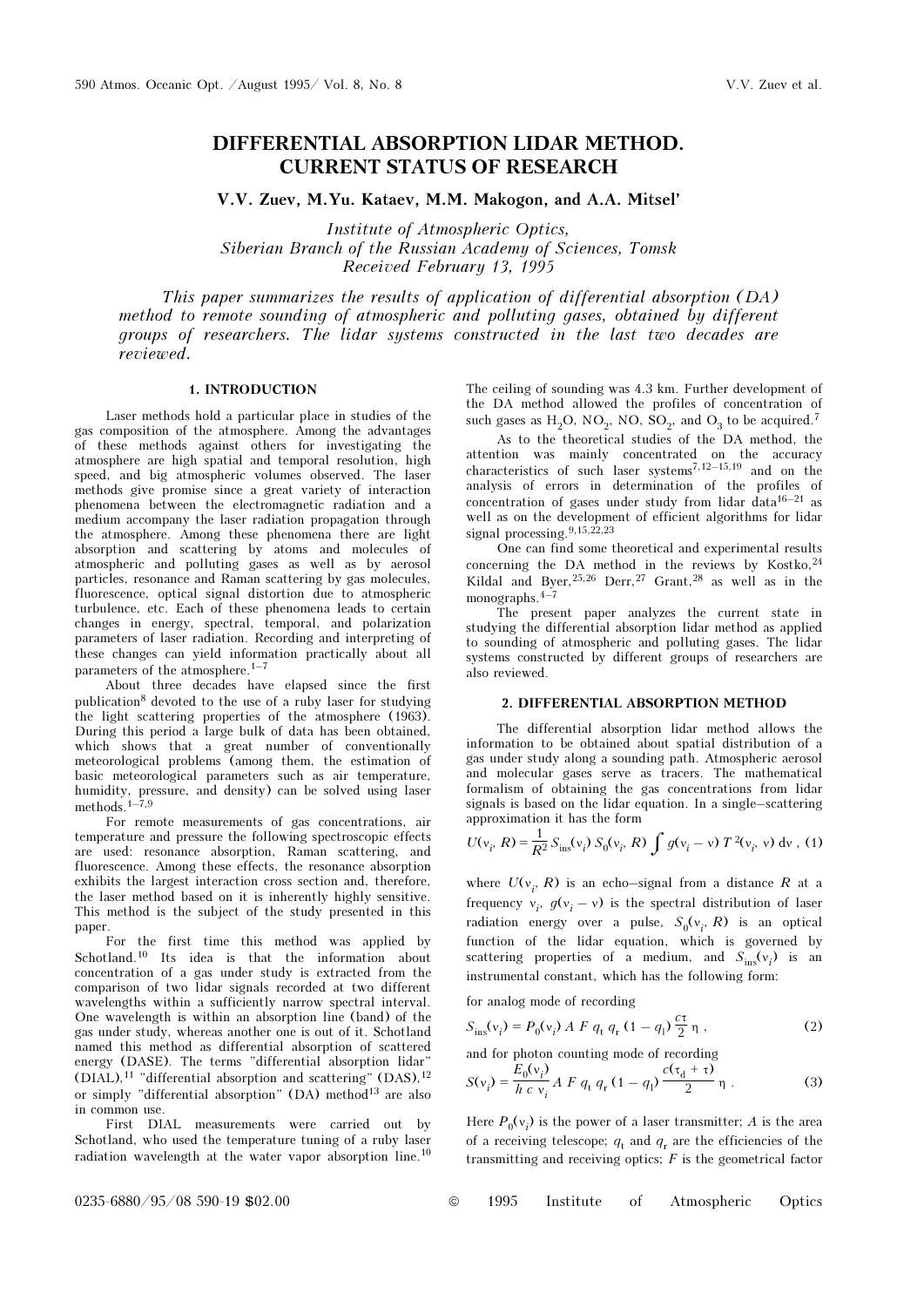# DIFFERENTIAL ABSORPTION LIDAR METHOD. CURRENT STATUS OF RESEARCH

**V.V. Zuev, M.Yu. Kataev, M.M. Makogon, and A.A. Mitsel'**

*Institute of Atmospheric Optics, Siberian Branch of the Russian Academy of Sciences, Tomsk*
*Received February 13, 1995*

*This paper summarizes the results of application of differential absorption (DA) method to remote sounding of atmospheric and polluting gases, obtained by different groups of researchers. The lidar systems constructed in the last two decades are reviewed.*

## 1. INTRODUCTION

Laser methods hold a particular place in studies of the gas composition of the atmosphere. Among the advantages of these methods against others for investigating the atmosphere are high spatial and temporal resolution, high speed, and big atmospheric volumes observed. The laser methods give promise since a great variety of interaction phenomena between the electromagnetic radiation and a medium accompany the laser radiation propagation through the atmosphere. Among these phenomena there are light absorption and scattering by atoms and molecules of atmospheric and polluting gases as well as by aerosol particles, resonance and Raman scattering by gas molecules, fluorescence, optical signal distortion due to atmospheric turbulence, etc. Each of these phenomena leads to certain changes in energy, spectral, temporal, and polarization parameters of laser radiation. Recording and interpreting of these changes can yield information practically about all parameters of the atmosphere.[1–7]

About three decades have elapsed since the first publication[8] devoted to the use of a ruby laser for studying the light scattering properties of the atmosphere (1963). During this period a large bulk of data has been obtained, which shows that a great number of conventionally meteorological problems (among them, the estimation of basic meteorological parameters such as air temperature, humidity, pressure, and density) can be solved using laser methods.[1–7,9]

For remote measurements of gas concentrations, air temperature and pressure the following spectroscopic effects are used: resonance absorption, Raman scattering, and fluorescence. Among these effects, the resonance absorption exhibits the largest interaction cross section and, therefore, the laser method based on it is inherently highly sensitive. This method is the subject of the study presented in this paper.

For the first time this method was applied by Schotland.[10] Its idea is that the information about concentration of a gas under study is extracted from the comparison of two lidar signals recorded at two different wavelengths within a sufficiently narrow spectral interval. One wavelength is within an absorption line (band) of the gas under study, whereas another one is out of it. Schotland named this method as differential absorption of scattered energy (DASE). The terms "differential absorption lidar" (DIAL),[11] "differential absorption and scattering" (DAS),[12] or simply "differential absorption" (DA) method[13] are also in common use.

First DIAL measurements were carried out by Schotland, who used the temperature tuning of a ruby laser radiation wavelength at the water vapor absorption line.[10] The ceiling of sounding was 4.3 km. Further development of the DA method allowed the profiles of concentration of such gases as $H_2O$, $NO_2$, NO, $SO_2$, and $O_3$ to be acquired.[7]

As to the theoretical studies of the DA method, the attention was mainly concentrated on the accuracy characteristics of such laser systems[7,12–15,19] and on the analysis of errors in determination of the profiles of concentration of gases under study from lidar data[16–21] as well as on the development of efficient algorithms for lidar signal processing.[9,15,22,23]

One can find some theoretical and experimental results concerning the DA method in the reviews by Kostko,[24] Kildal and Byer,[25,26] Derr,[27] Grant,[28] as well as in the monographs.[4–7]

The present paper analyzes the current state in studying the differential absorption lidar method as applied to sounding of atmospheric and polluting gases. The lidar systems constructed by different groups of researchers are also reviewed.

## 2. DIFFERENTIAL ABSORPTION METHOD

The differential absorption lidar method allows the information to be obtained about spatial distribution of a gas under study along a sounding path. Atmospheric aerosol and molecular gases serve as tracers. The mathematical formalism of obtaining the gas concentrations from lidar signals is based on the lidar equation. In a single-scattering approximation it has the form

$$U(\nu_i, R) = \frac{1}{R^2} S_{\text{ins}}(\nu_i)\, S_0(\nu_i, R) \int g(\nu_i - \nu)\, T^2(\nu_i, \nu)\, d\nu\,, \quad (1)$$

where $U(\nu_i, R)$ is an echo-signal from a distance $R$ at a frequency $\nu_i$, $g(\nu_i - \nu)$ is the spectral distribution of laser radiation energy over a pulse, $S_0(\nu_i, R)$ is an optical function of the lidar equation, which is governed by scattering properties of a medium, and $S_{\text{ins}}(\nu_i)$ is an instrumental constant, which has the following form:

for analog mode of recording

$$S_{\text{ins}}(\nu_i) = P_0(\nu_i)\, A\, F\, q_t\, q_r\, (1 - q_l)\, \frac{c\tau}{2}\, \eta\,, \quad (2)$$

and for photon counting mode of recording

$$S(\nu_i) = \frac{E_0(\nu_i)}{h\, c\, \nu_i} A\, F\, q_t\, q_r\, (1 - q_l)\, \frac{c(\tau_d + \tau)}{2}\, \eta\,. \quad (3)$$

Here $P_0(\nu_i)$ is the power of a laser transmitter; $A$ is the area of a receiving telescope; $q_t$ and $q_r$ are the efficiencies of the transmitting and receiving optics; $F$ is the geometrical factor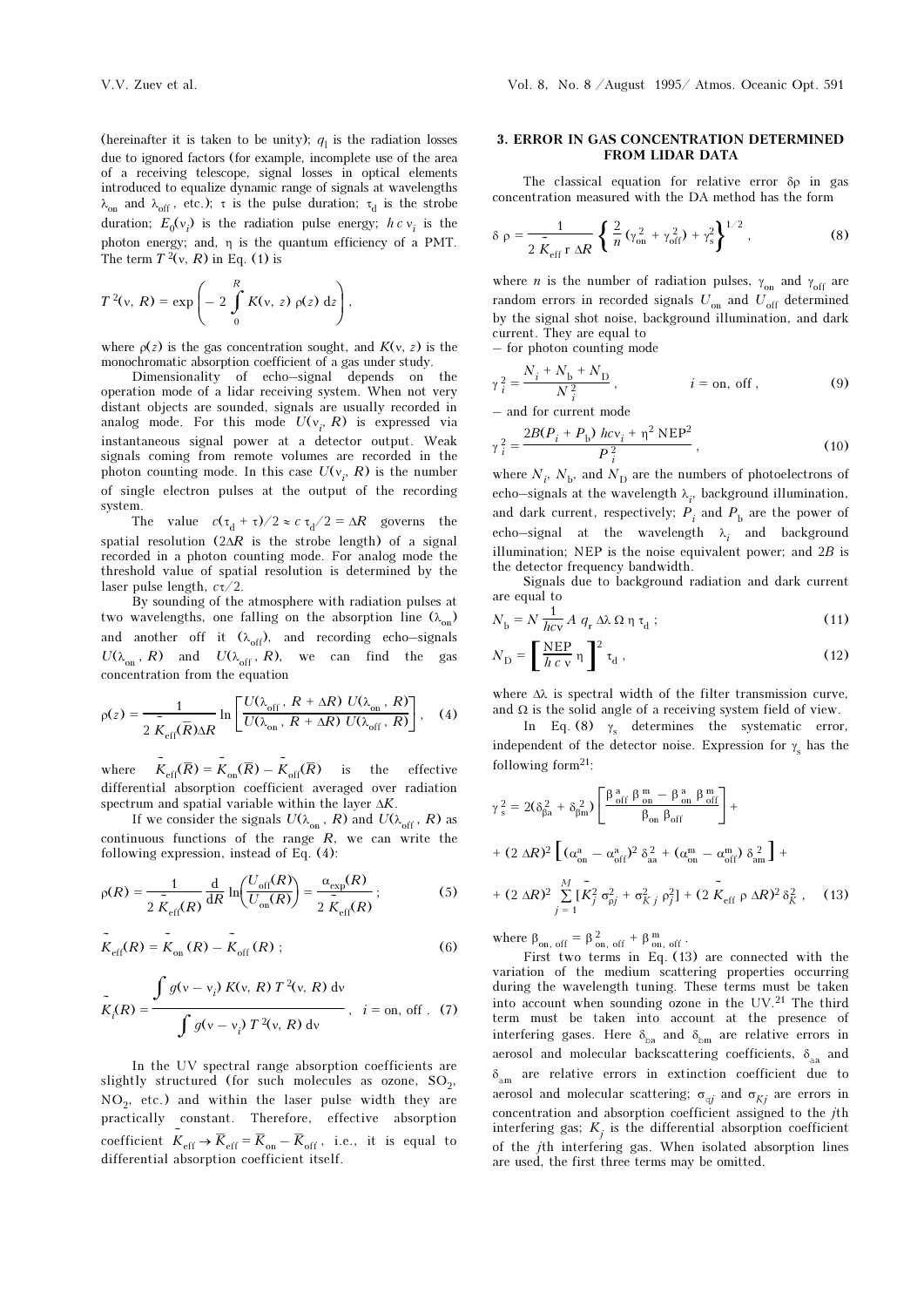(hereinafter it is taken to be unity); $q_1$ is the radiation losses due to ignored factors (for example, incomplete use of the area of a receiving telescope, signal losses in optical elements introduced to equalize dynamic range of signals at wavelengths $\lambda_{\text{on}}$ and $\lambda_{\text{off}}$, etc.); $\tau$ is the pulse duration; $\tau_{\text{d}}$ is the strobe duration; $E_0(\nu_i)$ is the radiation pulse energy; $h\,c\,\nu_i$ is the photon energy; and, $\eta$ is the quantum efficiency of a PMT. The term $T^2(\nu, R)$ in Eq. (1) is

$$T^2(\nu, R) = \exp\left(-\,2\int\limits_0^R K(\nu, z)\,\rho(z)\,\mathrm{d}z\right),$$

where $\rho(z)$ is the gas concentration sought, and $K(\nu, z)$ is the monochromatic absorption coefficient of a gas under study.

Dimensionality of echo–signal depends on the operation mode of a lidar receiving system. When not very distant objects are sounded, signals are usually recorded in analog mode. For this mode $U(\nu_i, R)$ is expressed via instantaneous signal power at a detector output. Weak signals coming from remote volumes are recorded in the photon counting mode. In this case $U(\nu_i, R)$ is the number of single electron pulses at the output of the recording system.

The value $c(\tau_{\text{d}} + \tau)/2 \approx c\,\tau_{\text{d}}/2 = \Delta R$ governs the spatial resolution ($2\Delta R$ is the strobe length) of a signal recorded in a photon counting mode. For analog mode the threshold value of spatial resolution is determined by the laser pulse length, $c\tau/2$.

By sounding of the atmosphere with radiation pulses at two wavelengths, one falling on the absorption line ($\lambda_{\text{on}}$) and another off it ($\lambda_{\text{off}}$), and recording echo–signals $U(\lambda_{\text{on}}, R)$ and $U(\lambda_{\text{off}}, R)$, we can find the gas concentration from the equation

$$\rho(z) = \frac{1}{2\,\tilde{K}_{\text{eff}}(\bar{R})\Delta R}\ln\left[\frac{U(\lambda_{\text{off}}, R + \Delta R)\;U(\lambda_{\text{on}}, R)}{U(\lambda_{\text{on}}, R + \Delta R)\;U(\lambda_{\text{off}}, R)}\right], \quad (4)$$

where $\tilde{K}_{\text{eff}}(\bar{R}) = \tilde{K}_{\text{on}}(\bar{R}) - \tilde{K}_{\text{off}}(\bar{R})$ is the effective differential absorption coefficient averaged over radiation spectrum and spatial variable within the layer $\Delta K$.

If we consider the signals $U(\lambda_{\text{on}}, R)$ and $U(\lambda_{\text{off}}, R)$ as continuous functions of the range $R$, we can write the following expression, instead of Eq. (4):

$$\rho(R) = \frac{1}{2\,\tilde{K}_{\text{eff}}(R)}\frac{\mathrm{d}}{\mathrm{d}R}\ln\left(\frac{U_{\text{off}}(R)}{U_{\text{on}}(R)}\right) = \frac{\alpha_{\text{exp}}(R)}{2\,\tilde{K}_{\text{eff}}(R)}\,; \quad (5)$$

$$\tilde{K}_{\text{eff}}(R) = \tilde{K}_{\text{on}}(R) - \tilde{K}_{\text{off}}(R)\,; \quad (6)$$

$$\tilde{K}_i(R) = \frac{\displaystyle\int g(\nu - \nu_i)\,K(\nu, R)\,T^2(\nu, R)\,\mathrm{d}\nu}{\displaystyle\int g(\nu - \nu_i)\,T^2(\nu, R)\,\mathrm{d}\nu}\,, \quad i = \text{on, off}\,. \quad (7)$$

In the UV spectral range absorption coefficients are slightly structured (for such molecules as ozone, $SO_2$, $NO_2$, etc.) and within the laser pulse width they are practically constant. Therefore, effective absorption coefficient $\tilde{K}_{\text{eff}} \to \bar{K}_{\text{eff}} = \bar{K}_{\text{on}} - \bar{K}_{\text{off}}$, i.e., it is equal to differential absorption coefficient itself.

## 3. ERROR IN GAS CONCENTRATION DETERMINED FROM LIDAR DATA

The classical equation for relative error $\delta\rho$ in gas concentration measured with the DA method has the form

$$\delta\,\rho = \frac{1}{2\,\tilde{K}_{\text{eff}}\,\text{r}\,\Delta R}\left\{\frac{2}{n}\left(\gamma_{\text{on}}^2 + \gamma_{\text{off}}^2\right) + \gamma_{\text{s}}^2\right\}^{1/2}, \quad (8)$$

where $n$ is the number of radiation pulses, $\gamma_{\text{on}}$ and $\gamma_{\text{off}}$ are random errors in recorded signals $U_{\text{on}}$ and $U_{\text{off}}$ determined by the signal shot noise, background illumination, and dark current. They are equal to

– for photon counting mode

$$\gamma_i^2 = \frac{N_i + N_{\text{b}} + N_{\text{D}}}{N_i^2}\,, \qquad i = \text{on, off}\,, \quad (9)$$

– and for current mode

$$\gamma_i^2 = \frac{2B(P_i + P_{\text{b}})\,hc\nu_i + \eta^2\,\text{NEP}^2}{P_i^2}\,, \quad (10)$$

where $N_i$, $N_{\text{b}}$, and $N_{\text{D}}$ are the numbers of photoelectrons of echo–signals at the wavelength $\lambda_i$, background illumination, and dark current, respectively; $P_i$ and $P_{\text{b}}$ are the power of echo–signal at the wavelength $\lambda_i$ and background illumination; NEP is the noise equivalent power; and $2B$ is the detector frequency bandwidth.

Signals due to background radiation and dark current are equal to

$$N_{\text{b}} = N\,\frac{1}{hc\nu}\,A\;q_{\text{r}}\;\Delta\lambda\;\Omega\;\eta\;\tau_{\text{d}}\,; \quad (11)$$

$$N_{\text{D}} = \left[\frac{\text{NEP}}{h\,c\,\nu}\,\eta\right]^2\tau_{\text{d}}\,, \quad (12)$$

where $\Delta\lambda$ is spectral width of the filter transmission curve, and $\Omega$ is the solid angle of a receiving system field of view.

In Eq. (8) $\gamma_{\text{s}}$ determines the systematic error, independent of the detector noise. Expression for $\gamma_{\text{s}}$ has the following form[21]:

$$\gamma_{\text{s}}^2 = 2(\delta_{\beta\text{a}}^2 + \delta_{\beta\text{m}}^2)\left[\frac{\beta_{\text{off}}^{\text{a}}\,\beta_{\text{on}}^{\text{m}} - \beta_{\text{on}}^{\text{a}}\,\beta_{\text{off}}^{\text{m}}}{\beta_{\text{on}}\,\beta_{\text{off}}}\right] +$$

$$+\,(2\,\Delta R)^2\left[(\alpha_{\text{on}}^{\text{a}} - \alpha_{\text{off}}^{\text{a}})^2\,\delta_{\text{aa}}^2 + (\alpha_{\text{on}}^{\text{m}} - \alpha_{\text{off}}^{\text{m}})\,\delta_{\text{am}}^2\right] +$$

$$+\,(2\,\Delta R)^2\sum_{j=1}^{M}\left[\tilde{K}_j^2\,\sigma_{\rho j}^2 + \sigma_{Kj}^2\,\rho_j^2\right] + (2\,\tilde{K}_{\text{eff}}\,\rho\,\Delta R)^2\,\delta_K^2\,, \quad (13)$$

where $\beta_{\text{on, off}} = \beta_{\text{on, off}}^2 + \beta_{\text{on, off}}^{\text{m}}$.

First two terms in Eq. (13) are connected with the variation of the medium scattering properties occurring during the wavelength tuning. These terms must be taken into account when sounding ozone in the UV.[21] The third term must be taken into account at the presence of interfering gases. Here $\delta_{\beta\text{a}}$ and $\delta_{\beta\text{m}}$ are relative errors in aerosol and molecular backscattering coefficients, $\delta_{\text{aa}}$ and $\delta_{\text{am}}$ are relative errors in extinction coefficient due to aerosol and molecular scattering; $\sigma_{\rho j}$ and $\sigma_{Kj}$ are errors in concentration and absorption coefficient assigned to the $j$th interfering gas; $K_j$ is the differential absorption coefficient of the $j$th interfering gas. When isolated absorption lines are used, the first three terms may be omitted.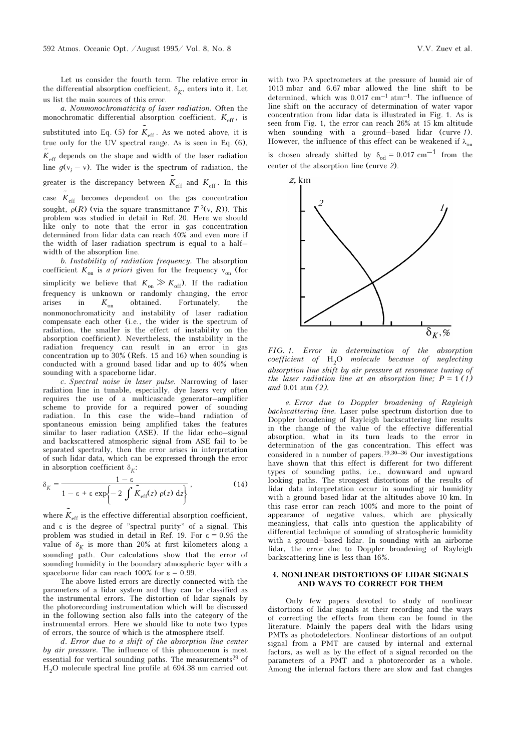Let us consider the fourth term. The relative error in the differential absorption coefficient, $\delta_K$, enters into it. Let us list the main sources of this error.

*a. Nonmonochromaticity of laser radiation.* Often the monochromatic differential absorption coefficient, $K_{\text{eff}}$, is substituted into Eq. (5) for $\tilde{K}_{\text{eff}}$. As we noted above, it is true only for the UV spectral range. As is seen in Eq. (6), $\tilde{K}_{\text{eff}}$ depends on the shape and width of the laser radiation line $g(\nu_i - \nu)$. The wider is the spectrum of radiation, the greater is the discrepancy between $\tilde{K}_{\text{eff}}$ and $K_{\text{eff}}$. In this case $\tilde{K}_{\text{eff}}$ becomes dependent on the gas concentration sought, $\rho(R)$ (via the square transmittance $T^2(\nu, R)$). This problem was studied in detail in Ref. 20. Here we should like only to note that the error in gas concentration determined from lidar data can reach 40% and even more if the width of laser radiation spectrum is equal to a half–width of the absorption line.

*b. Instability of radiation frequency.* The absorption coefficient $K_{\text{on}}$ is *a priori* given for the frequency $\nu_{\text{on}}$ (for simplicity we believe that $K_{\text{on}} \gg K_{\text{off}}$). If the radiation frequency is unknown or randomly changing, the error arises in $K_{\text{on}}$ obtained. Fortunately, the nonmonochromaticity and instability of laser radiation compensate each other (i.e., the wider is the spectrum of radiation, the smaller is the effect of instability on the absorption coefficient). Nevertheless, the instability in the radiation frequency can result in an error in gas concentration up to 30% (Refs. 15 and 16) when sounding is conducted with a ground based lidar and up to 40% when sounding with a spaceborne lidar.

*c. Spectral noise in laser pulse.* Narrowing of laser radiation line in tunable, especially, dye lasers very often requires the use of a multicascade generator–amplifier scheme to provide for a required power of sounding radiation. In this case the wide–band radiation of spontaneous emission being amplified takes the features similar to laser radiation (ASE). If the lidar echo–signal and backscattered atmospheric signal from ASE fail to be separated spectrally, then the error arises in interpretation of such lidar data, which can be expressed through the error in absorption coefficient $\delta_K$:

$$\delta_K = \frac{1 - \varepsilon}{1 - \varepsilon + \varepsilon \exp\left\{-2 \int \tilde{K}_{\text{eff}}(z)\, \rho(z)\, dz\right\}}, \tag{14}$$

where $\tilde{K}_{\text{eff}}$ is the effective differential absorption coefficient, and $\varepsilon$ is the degree of "spectral purity" of a signal. This problem was studied in detail in Ref. 19. For $\varepsilon = 0.95$ the value of $\delta_K$ is more than 20% at first kilometers along a sounding path. Our calculations show that the error of sounding humidity in the boundary atmospheric layer with a spaceborne lidar can reach 100% for $\varepsilon = 0.99$.

The above listed errors are directly connected with the parameters of a lidar system and they can be classified as the instrumental errors. The distortion of lidar signals by the photorecording instrumentation which will be discussed in the following section also falls into the category of the instrumental errors. Here we should like to note two types of errors, the source of which is the atmosphere itself.

*d. Error due to a shift of the absorption line center by air pressure.* The influence of this phenomenon is most essential for vertical sounding paths. The measurements[29] of $H_2O$ molecule spectral line profile at 694.38 nm carried out with two PA spectrometers at the pressure of humid air of 1013 mbar and 6.67 mbar allowed the line shift to be determined, which was 0.017 cm$^{-1}$ atm$^{-1}$. The influence of line shift on the accuracy of determination of water vapor concentration from lidar data is illustrated in Fig. 1. As is seen from Fig. 1, the error can reach 26% at 15 km altitude when sounding with a ground–based lidar (curve *1*). However, the influence of this effect can be weakened if $\lambda_{\text{on}}$ is chosen already shifted by $\delta_{\text{od}} = 0.017$ cm$^{-1}$ from the center of the absorption line (curve *2*).

*FIG. 1. Error in determination of the absorption coefficient of* $H_2O$ *molecule because of neglecting absorption line shift by air pressure at resonance tuning of the laser radiation line at an absorption line; $P = 1$ (1) and 0.01 atm (2).*

*e. Error due to Doppler broadening of Rayleigh backscattering line.* Laser pulse spectrum distortion due to Doppler broadening of Rayleigh backscattering line results in the change of the value of the effective differential absorption, what in its turn leads to the error in determination of the gas concentration. This effect was considered in a number of papers.[19,30–36] Our investigations have shown that this effect is different for two different types of sounding paths, i.e., downward and upward looking paths. The strongest distortions of the results of lidar data interpretation occur in sounding air humidity with a ground based lidar at the altitudes above 10 km. In this case error can reach 100% and more to the point of appearance of negative values, which are physically meaningless, that calls into question the applicability of differential technique of sounding of stratospheric humidity with a ground–based lidar. In sounding with an airborne lidar, the error due to Doppler broadening of Rayleigh backscattering line is less than 16%.

## 4. NONLINEAR DISTORTIONS OF LIDAR SIGNALS AND WAYS TO CORRECT FOR THEM

Only few papers devoted to study of nonlinear distortions of lidar signals at their recording and the ways of correcting the effects from them can be found in the literature. Mainly the papers deal with the lidars using PMTs as photodetectors. Nonlinear distortions of an output signal from a PMT are caused by internal and external factors, as well as by the effect of a signal recorded on the parameters of a PMT and a photorecorder as a whole. Among the internal factors there are slow and fast changes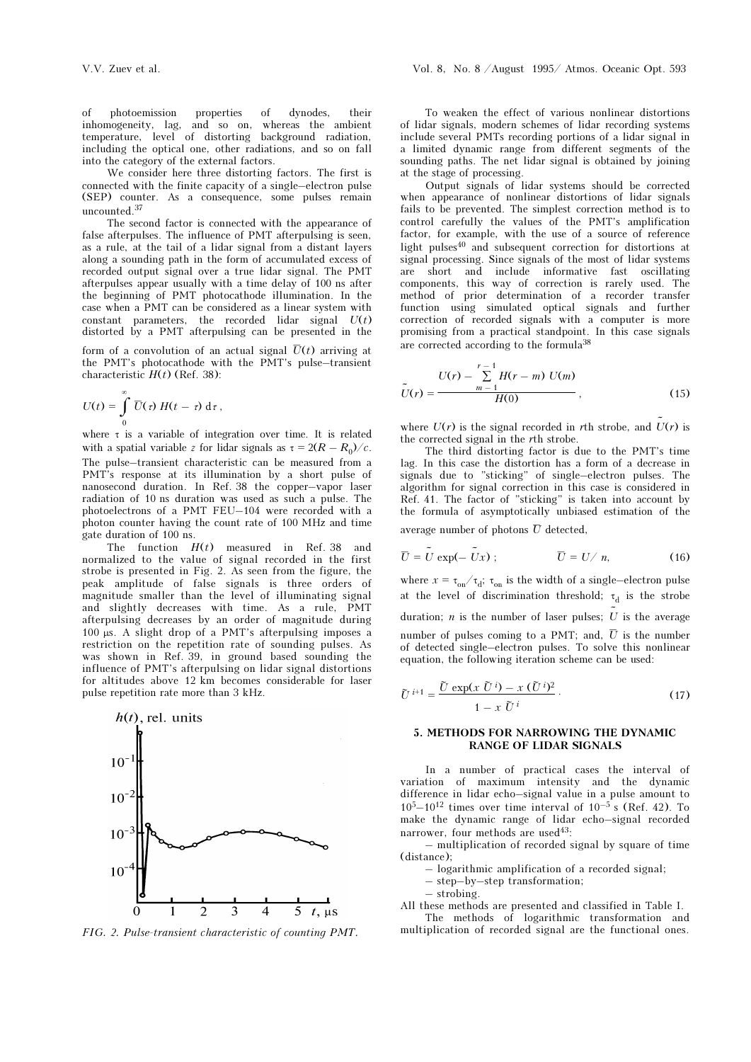of photoemission properties of dynodes, their inhomogeneity, lag, and so on, whereas the ambient temperature, level of distorting background radiation, including the optical one, other radiations, and so on fall into the category of the external factors.

We consider here three distorting factors. The first is connected with the finite capacity of a single–electron pulse (SEP) counter. As a consequence, some pulses remain uncounted.[37]

The second factor is connected with the appearance of false afterpulses. The influence of PMT afterpulsing is seen, as a rule, at the tail of a lidar signal from a distant layers along a sounding path in the form of accumulated excess of recorded output signal over a true lidar signal. The PMT afterpulses appear usually with a time delay of 100 ns after the beginning of PMT photocathode illumination. In the case when a PMT can be considered as a linear system with constant parameters, the recorded lidar signal $U(t)$ distorted by a PMT afterpulsing can be presented in the form of a convolution of an actual signal $\overline{U}(t)$ arriving at the PMT's photocathode with the PMT's pulse–transient characteristic $H(t)$ (Ref. 38):

$$U(t) = \int_0^\infty \overline{U}(\tau)\, H(t - \tau)\, \mathrm{d}\tau ,$$

where $\tau$ is a variable of integration over time. It is related with a spatial variable $z$ for lidar signals as $\tau = 2(R - R_0)/c$. The pulse–transient characteristic can be measured from a PMT's response at its illumination by a short pulse of nanosecond duration. In Ref. 38 the copper–vapor laser radiation of 10 ns duration was used as such a pulse. The photoelectrons of a PMT FEU–104 were recorded with a photon counter having the count rate of 100 MHz and time gate duration of 100 ns.

The function $H(t)$ measured in Ref. 38 and normalized to the value of signal recorded in the first strobe is presented in Fig. 2. As seen from the figure, the peak amplitude of false signals is three orders of magnitude smaller than the level of illuminating signal and slightly decreases with time. As a rule, PMT afterpulsing decreases by an order of magnitude during 100 μs. A slight drop of a PMT's afterpulsing imposes a restriction on the repetition rate of sounding pulses. As was shown in Ref. 39, in ground based sounding the influence of PMT's afterpulsing on lidar signal distortions for altitudes above 12 km becomes considerable for laser pulse repetition rate more than 3 kHz.

*FIG. 2. Pulse-transient characteristic of counting PMT.*

To weaken the effect of various nonlinear distortions of lidar signals, modern schemes of lidar recording systems include several PMTs recording portions of a lidar signal in a limited dynamic range from different segments of the sounding paths. The net lidar signal is obtained by joining at the stage of processing.

Output signals of lidar systems should be corrected when appearance of nonlinear distortions of lidar signals fails to be prevented. The simplest correction method is to control carefully the values of the PMT's amplification factor, for example, with the use of a source of reference light pulses[40] and subsequent correction for distortions at signal processing. Since signals of the most of lidar systems are short and include informative fast oscillating components, this way of correction is rarely used. The method of prior determination of a recorder transfer function using simulated optical signals and further correction of recorded signals with a computer is more promising from a practical standpoint. In this case signals are corrected according to the formula[38]

$$\tilde{U}(r) = \frac{U(r) - \sum\limits_{m-1}^{r-1} H(r - m)\, U(m)}{H(0)} , \tag{15}$$

where $U(r)$ is the signal recorded in $r$th strobe, and $\tilde{U}(r)$ is the corrected signal in the $r$th strobe.

The third distorting factor is due to the PMT's time lag. In this case the distortion has a form of a decrease in signals due to "sticking" of single–electron pulses. The algorithm for signal correction in this case is considered in Ref. 41. The factor of "sticking" is taken into account by the formula of asymptotically unbiased estimation of the average number of photons $\overline{U}$ detected,

$$\overline{U} = \tilde{U} \exp(-\tilde{U}x) ; \qquad \overline{U} = U/ n, \tag{16}$$

where $x = \tau_{\mathrm{on}}/\tau_{\mathrm{d}}$; $\tau_{\mathrm{on}}$ is the width of a single–electron pulse at the level of discrimination threshold; $\tau_{\mathrm{d}}$ is the strobe duration; $n$ is the number of laser pulses; $\tilde{U}$ is the average number of pulses coming to a PMT; and, $\overline{U}$ is the number of detected single–electron pulses. To solve this nonlinear equation, the following iteration scheme can be used:

$$\tilde{U}^{\,i+1} = \frac{\tilde{U} \exp(x\, \tilde{U}^{\,i}) - x\, (\tilde{U}^{\,i})^2}{1 - x\, \tilde{U}^{\,i}} . \tag{17}$$

## 5. METHODS FOR NARROWING THE DYNAMIC RANGE OF LIDAR SIGNALS

In a number of practical cases the interval of variation of maximum intensity and the dynamic difference in lidar echo–signal value in a pulse amount to $10^5$–$10^{12}$ times over time interval of $10^{-5}$ s (Ref. 42). To make the dynamic range of lidar echo–signal recorded narrower, four methods are used[43]:

– multiplication of recorded signal by square of time (distance);

– logarithmic amplification of a recorded signal;

– step–by–step transformation;

– strobing.

All these methods are presented and classified in Table I.

The methods of logarithmic transformation and multiplication of recorded signal are the functional ones.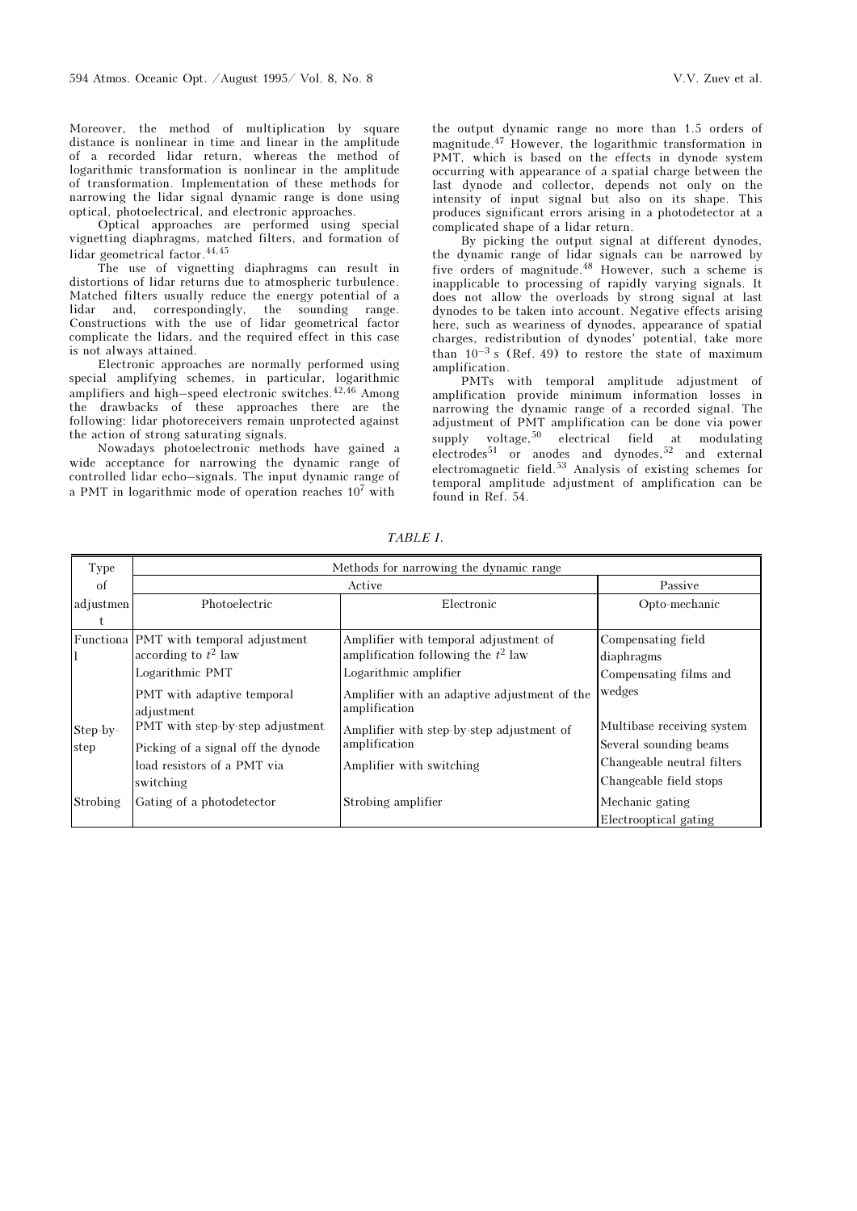Moreover, the method of multiplication by square distance is nonlinear in time and linear in the amplitude of a recorded lidar return, whereas the method of logarithmic transformation is nonlinear in the amplitude of transformation. Implementation of these methods for narrowing the lidar signal dynamic range is done using optical, photoelectrical, and electronic approaches.

Optical approaches are performed using special vignetting diaphragms, matched filters, and formation of lidar geometrical factor.[44,45]

The use of vignetting diaphragms can result in distortions of lidar returns due to atmospheric turbulence. Matched filters usually reduce the energy potential of a lidar and, correspondingly, the sounding range. Constructions with the use of lidar geometrical factor complicate the lidars, and the required effect in this case is not always attained.

Electronic approaches are normally performed using special amplifying schemes, in particular, logarithmic amplifiers and high–speed electronic switches.[42,46] Among the drawbacks of these approaches there are the following: lidar photoreceivers remain unprotected against the action of strong saturating signals.

Nowadays photoelectronic methods have gained a wide acceptance for narrowing the dynamic range of controlled lidar echo–signals. The input dynamic range of a PMT in logarithmic mode of operation reaches $10^7$ with the output dynamic range no more than 1.5 orders of magnitude.[47] However, the logarithmic transformation in PMT, which is based on the effects in dynode system occurring with appearance of a spatial charge between the last dynode and collector, depends not only on the intensity of input signal but also on its shape. This produces significant errors arising in a photodetector at a complicated shape of a lidar return.

By picking the output signal at different dynodes, the dynamic range of lidar signals can be narrowed by five orders of magnitude.[48] However, such a scheme is inapplicable to processing of rapidly varying signals. It does not allow the overloads by strong signal at last dynodes to be taken into account. Negative effects arising here, such as weariness of dynodes, appearance of spatial charges, redistribution of dynodes' potential, take more than $10^{-3}$ s (Ref. 49) to restore the state of maximum amplification.

PMTs with temporal amplitude adjustment of amplification provide minimum information losses in narrowing the dynamic range of a recorded signal. The adjustment of PMT amplification can be done via power supply voltage,[50] electrical field at modulating electrodes[51] or anodes and dynodes,[52] and external electromagnetic field.[53] Analysis of existing schemes for temporal amplitude adjustment of amplification can be found in Ref. 54.

*TABLE I.*

| Type of adjustment | Methods for narrowing the dynamic range | | |
|---|---|---|---|
| | Active | | Passive |
| | Photoelectric | Electronic | Opto-mechanic |
| Functional | PMT with temporal adjustment according to $t^2$ law<br>Logarithmic PMT<br>PMT with adaptive temporal adjustment | Amplifier with temporal adjustment of amplification following the $t^2$ law<br>Logarithmic amplifier<br>Amplifier with an adaptive adjustment of the amplification | Compensating field diaphragms<br>Compensating films and wedges |
| Step-by-step | PMT with step-by-step adjustment<br>Picking of a signal off the dynode load resistors of a PMT via switching | Amplifier with step-by-step adjustment of amplification<br>Amplifier with switching | Multibase receiving system<br>Several sounding beams<br>Changeable neutral filters<br>Changeable field stops |
| Strobing | Gating of a photodetector | Strobing amplifier | Mechanic gating<br>Electrooptical gating |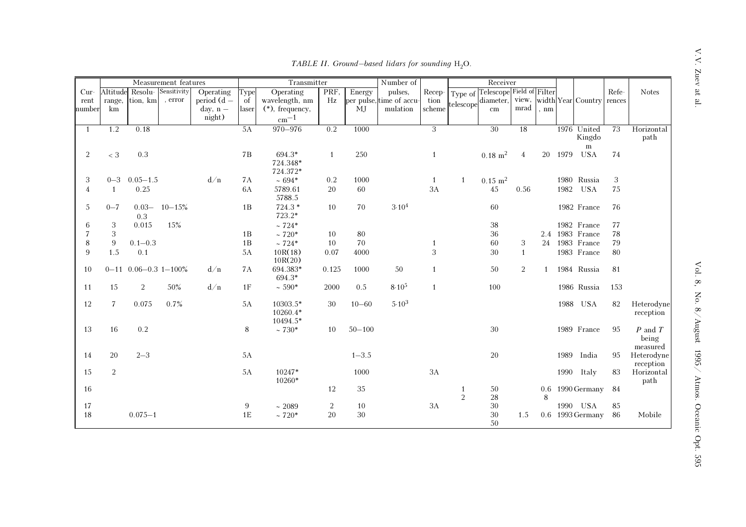*TABLE II. Ground–based lidars for sounding $H_2O$.*

| Current number | Measurement features | | | | Transmitter | | | | Number of pulses, time of accumulation | Reception scheme | Receiver | | | | Year | Country | References | Notes |
|---|---|---|---|---|---|---|---|---|---|---|---|---|---|---|---|---|---|---|
| | Altitude range, km | Resolution, km | Sensitivity, error | Operating period (d – day, n – night) | Type of laser | Operating wavelength, nm (*), frequency, $cm^{-1}$ | PRF, Hz | Energy per pulse, MJ | | | Type of telescope | Telescope diameter, cm | Field of view, mrad | Filter width, nm | | | | |
| 1 | 1.2 | 0.18 | | | 5A | 970–976 | 0.2 | 1000 | | 3 | | 30 | 18 | | 1976 | United Kingdom | 73 | Horizontal path |
| 2 | < 3 | 0.3 | | | 7B | 694.3* 724.348* 724.372* | 1 | 250 | | 1 | | 0.18 $m^2$ | 4 | 20 | 1979 | USA | 74 | |
| 3 | 0–3 | 0.05–1.5 | | d/n | 7A | ~ 694* | 0.2 | 1000 | | 1 | 1 | 0.15 $m^2$ | | | 1980 | Russia | 3 | |
| 4 | 1 | 0.25 | | | 6A | 5789.61 5788.5 | 20 | 60 | | 3A | | 45 | 0.56 | | 1982 | USA | 75 | |
| 5 | 0–7 | 0.03–0.3 | 10–15% | | 1B | 724.3* 723.2* | 10 | 70 | $3 \cdot 10^4$ | | | 60 | | | 1982 | France | 76 | |
| 6 | 3 | 0.015 | 15% | | | ~ 724* | | | | | | 38 | | | 1982 | France | 77 | |
| 7 | 3 | | | | 1B | ~ 720* | 10 | 80 | | | | 36 | | 2.4 | 1983 | France | 78 | |
| 8 | 9 | 0.1–0.3 | | | 1B | ~ 724* | 10 | 70 | | 1 | | 60 | 3 | 24 | 1983 | France | 79 | |
| 9 | 1.5 | 0.1 | | | 5A | 10R(18) 10R(20) | 0.07 | 4000 | | 3 | | 30 | 1 | | 1983 | France | 80 | |
| 10 | 0–11 | 0.06–0.3 | 1–100% | d/n | 7A | 694.383* 694.3* | 0.125 | 1000 | 50 | 1 | | 50 | 2 | 1 | 1984 | Russia | 81 | |
| 11 | 15 | 2 | 50% | d/n | 1F | ~ 590* | 2000 | 0.5 | $8 \cdot 10^5$ | 1 | | 100 | | | 1986 | Russia | 153 | |
| 12 | 7 | 0.075 | 0.7% | | 5A | 10303.5* 10260.4* 10494.5* | 30 | 10–60 | $5 \cdot 10^3$ | | | | | | 1988 | USA | 82 | Heterodyne reception |
| 13 | 16 | 0.2 | | | 8 | ~ 730* | 10 | 50–100 | | | | 30 | | | 1989 | France | 95 | $P$ and $T$ being measured |
| 14 | 20 | 2–3 | | | 5A | | | 1–3.5 | | | | 20 | | | 1989 | India | 95 | Heterodyne reception |
| 15 | 2 | | | | 5A | 10247* 10260* | | 1000 | | 3A | | | | | 1990 | Italy | 83 | Horizontal path |
| 16 | | | | | | | 12 | 35 | | | 1 2 | 50 28 | | 0.6 8 | 1990 | Germany | 84 | |
| 17 | | | | | 9 | ~ 2089 | 2 | 10 | | 3A | | 30 | | | 1990 | USA | 85 | |
| 18 | | 0.075–1 | | | 1E | ~ 720* | 20 | 30 | | | | 30 50 | 1.5 | 0.6 | 1993 | Germany | 86 | Mobile |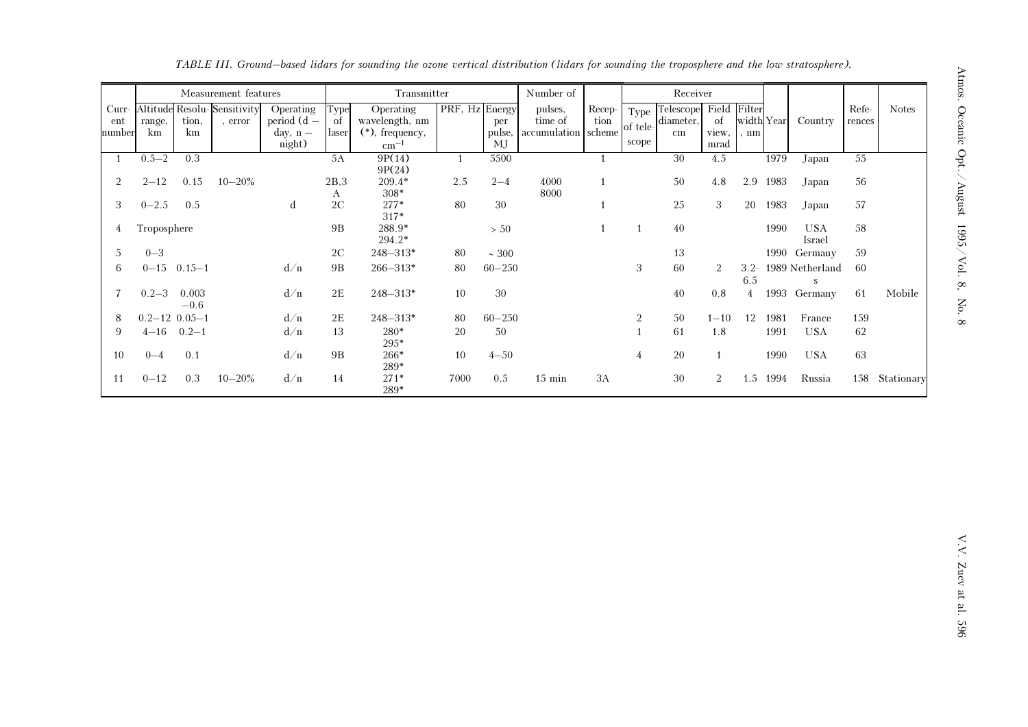*TABLE III. Ground–based lidars for sounding the ozone vertical distribution (lidars for sounding the troposphere and the low stratosphere).*

| | Measurement features | | | | Transmitter | | | | Number of | | Receiver | | | | | | | |
|---|---|---|---|---|---|---|---|---|---|---|---|---|---|---|---|---|---|---|
| Current number | Altitude range, km | Resolution, km | Sensitivity, error | Operating period (d – day, n – night) | Type of laser | Operating wavelength, nm (*), frequency, $cm^{-1}$ | PRF, Hz | Energy per pulse, MJ | pulses, time of accumulation | Reception scheme | Type of telescope | Telescope diameter, cm | Field of view, mrad | Filter width, nm | Year | Country | References | Notes |
| 1 | 0.5–2 | 0.3 | | | 5A | 9P(14) 9P(24) | 1 | 5500 | | 1 | | 30 | 4.5 | | 1979 | Japan | 55 | |
| 2 | 2–12 | 0.15 | 10–20% | | 2B,3A | 209.4* 308* | 2.5 | 2–4 | 4000 8000 | 1 | | 50 | 4.8 | 2.9 | 1983 | Japan | 56 | |
| 3 | 0–2.5 | 0.5 | | d | 2C | 277* 317* | 80 | 30 | | 1 | | 25 | 3 | 20 | 1983 | Japan | 57 | |
| 4 | Troposphere | | | | 9B | 288.9* 294.2* | | > 50 | | 1 | 1 | 40 | | | 1990 | USA Israel | 58 | |
| 5 | 0–3 | | | | 2C | 248–313* | 80 | ~ 300 | | | | 13 | | | 1990 | Germany | 59 | |
| 6 | 0–15 | 0.15–1 | | d/n | 9B | 266–313* | 80 | 60–250 | | | 3 | 60 | 2 | 3.2–6.5 | 1989 | Netherlands | 60 | |
| 7 | 0.2–3 | 0.003–0.6 | | d/n | 2E | 248–313* | 10 | 30 | | | | 40 | 0.8 | 4 | 1993 | Germany | 61 | Mobile |
| 8 | 0.2–12 | 0.05–1 | | d/n | 2E | 248–313* | 80 | 60–250 | | | 2 | 50 | 1–10 | 12 | 1981 | France | 159 | |
| 9 | 4–16 | 0.2–1 | | d/n | 13 | 280* 295* | 20 | 50 | | | 1 | 61 | 1.8 | | 1991 | USA | 62 | |
| 10 | 0–4 | 0.1 | | d/n | 9B | 266* 289* | 10 | 4–50 | | | 4 | 20 | 1 | | 1990 | USA | 63 | |
| 11 | 0–12 | 0.3 | 10–20% | d/n | 14 | 271* 289* | 7000 | 0.5 | 15 min | 3A | | 30 | 2 | 1.5 | 1994 | Russia | 158 | Stationary |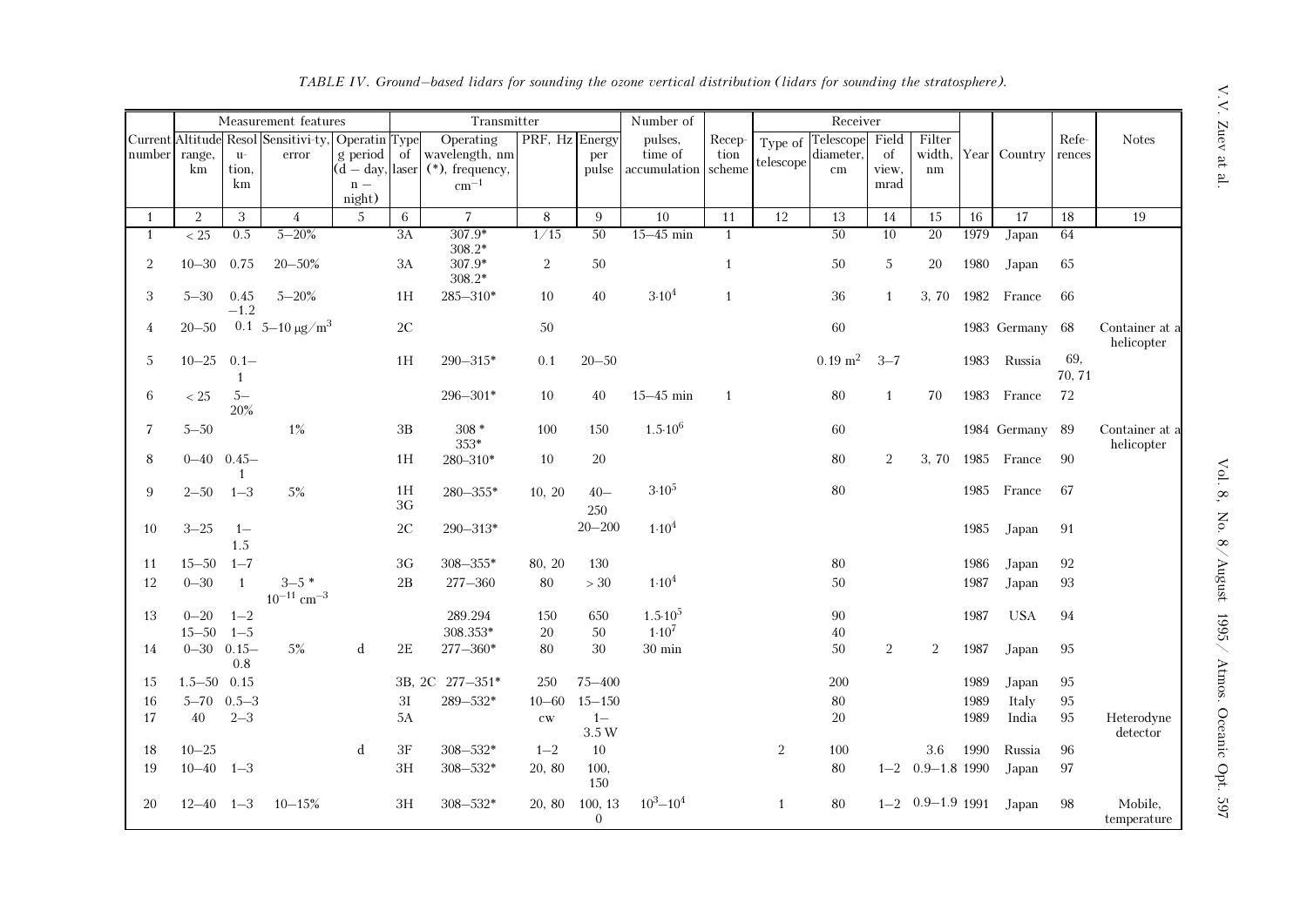*TABLE IV. Ground–based lidars for sounding the ozone vertical distribution (lidars for sounding the stratosphere).*

| | Measurement features | | | | Transmitter | | | | Number of | | Receiver | | | | | | | |
|---|---|---|---|---|---|---|---|---|---|---|---|---|---|---|---|---|---|---|
| Current number | Altitude range, km | Resolution, km | Sensitivity, error | Operating period (d – day, n – night) | Type of laser | Operating wavelength, nm (*), frequency, $cm^{-1}$ | PRF, Hz | Energy per pulse | pulses, time of accumulation | Reception scheme | Type of telescope | Telescope diameter, cm | Field of view, mrad | Filter width, nm | Year | Country | References | Notes |
| 1 | 2 | 3 | 4 | 5 | 6 | 7 | 8 | 9 | 10 | 11 | 12 | 13 | 14 | 15 | 16 | 17 | 18 | 19 |
| 1 | < 25 | 0.5 | 5–20% | | 3A | 307.9* 308.2* | 1/15 | 50 | 15–45 min | 1 | | 50 | 10 | 20 | 1979 | Japan | 64 | |
| 2 | 10–30 | 0.75 | 20–50% | | 3A | 307.9* 308.2* | 2 | 50 | | 1 | | 50 | 5 | 20 | 1980 | Japan | 65 | |
| 3 | 5–30 | 0.45 –1.2 | 5–20% | | 1H | 285–310* | 10 | 40 | $3 \cdot 10^4$ | 1 | | 36 | 1 | 3, 70 | 1982 | France | 66 | |
| 4 | 20–50 | 0.1 | 5–10 μg/$m^3$ | | 2C | | 50 | | | | | 60 | | | 1983 | Germany | 68 | Container at a helicopter |
| 5 | 10–25 | 0.1–1 | | | 1H | 290–315* | 0.1 | 20–50 | | | | 0.19 $m^2$ | 3–7 | | 1983 | Russia | 69, 70, 71 | |
| 6 | < 25 | 5–20% | | | | 296–301* | 10 | 40 | 15–45 min | 1 | | 80 | 1 | 70 | 1983 | France | 72 | |
| 7 | 5–50 | | 1% | | 3B | 308 * 353* | 100 | 150 | $1.5 \cdot 10^6$ | | | 60 | | | 1984 | Germany | 89 | Container at a helicopter |
| 8 | 0–40 | 0.45–1 | | | 1H | 280–310* | 10 | 20 | | | | 80 | 2 | 3, 70 | 1985 | France | 90 | |
| 9 | 2–50 | 1–3 | 5% | | 1H 3G | 280–355* | 10, 20 | 40–250 | $3 \cdot 10^5$ | | | 80 | | | 1985 | France | 67 | |
| 10 | 3–25 | 1–1.5 | | | 2C | 290–313* | | 20–200 | $1 \cdot 10^4$ | | | | | | 1985 | Japan | 91 | |
| 11 | 15–50 | 1–7 | | | 3G | 308–355* | 80, 20 | 130 | | | | 80 | | | 1986 | Japan | 92 | |
| 12 | 0–30 | 1 | 3–5 * $10^{-11}$ $cm^{-3}$ | | 2B | 277–360 | 80 | > 30 | $1 \cdot 10^4$ | | | 50 | | | 1987 | Japan | 93 | |
| 13 | 0–20 15–50 | 1–2 1–5 | | | | 289.294 308.353* | 150 20 | 650 50 | $1.5 \cdot 10^5$ $1 \cdot 10^7$ | | | 90 40 | | | 1987 | USA | 94 | |
| 14 | 0–30 | 0.15–0.8 | 5% | d | 2E | 277–360* | 80 | 30 | 30 min | | | 50 | 2 | 2 | 1987 | Japan | 95 | |
| 15 | 1.5–50 | 0.15 | | | 3B, 2C | 277–351* | 250 | 75–400 | | | | 200 | | | 1989 | Japan | 95 | |
| 16 | 5–70 | 0.5–3 | | | 3I | 289–532* | 10–60 | 15–150 | | | | 80 | | | 1989 | Italy | 95 | |
| 17 | 40 | 2–3 | | | 5A | | cw | 1–3.5 W | | | | 20 | | | 1989 | India | 95 | Heterodyne detector |
| 18 | 10–25 | | | d | 3F | 308–532* | 1–2 | 10 | | | 2 | 100 | | 3.6 | 1990 | Russia | 96 | |
| 19 | 10–40 | 1–3 | | | 3H | 308–532* | 20, 80 | 100, 150 | | | | 80 | 1–2 | 0.9–1.8 | 1990 | Japan | 97 | |
| 20 | 12–40 | 1–3 | 10–15% | | 3H | 308–532* | 20, 80 | 100, 130 | $10^3$–$10^4$ | | 1 | 80 | 1–2 | 0.9–1.9 | 1991 | Japan | 98 | Mobile, temperature |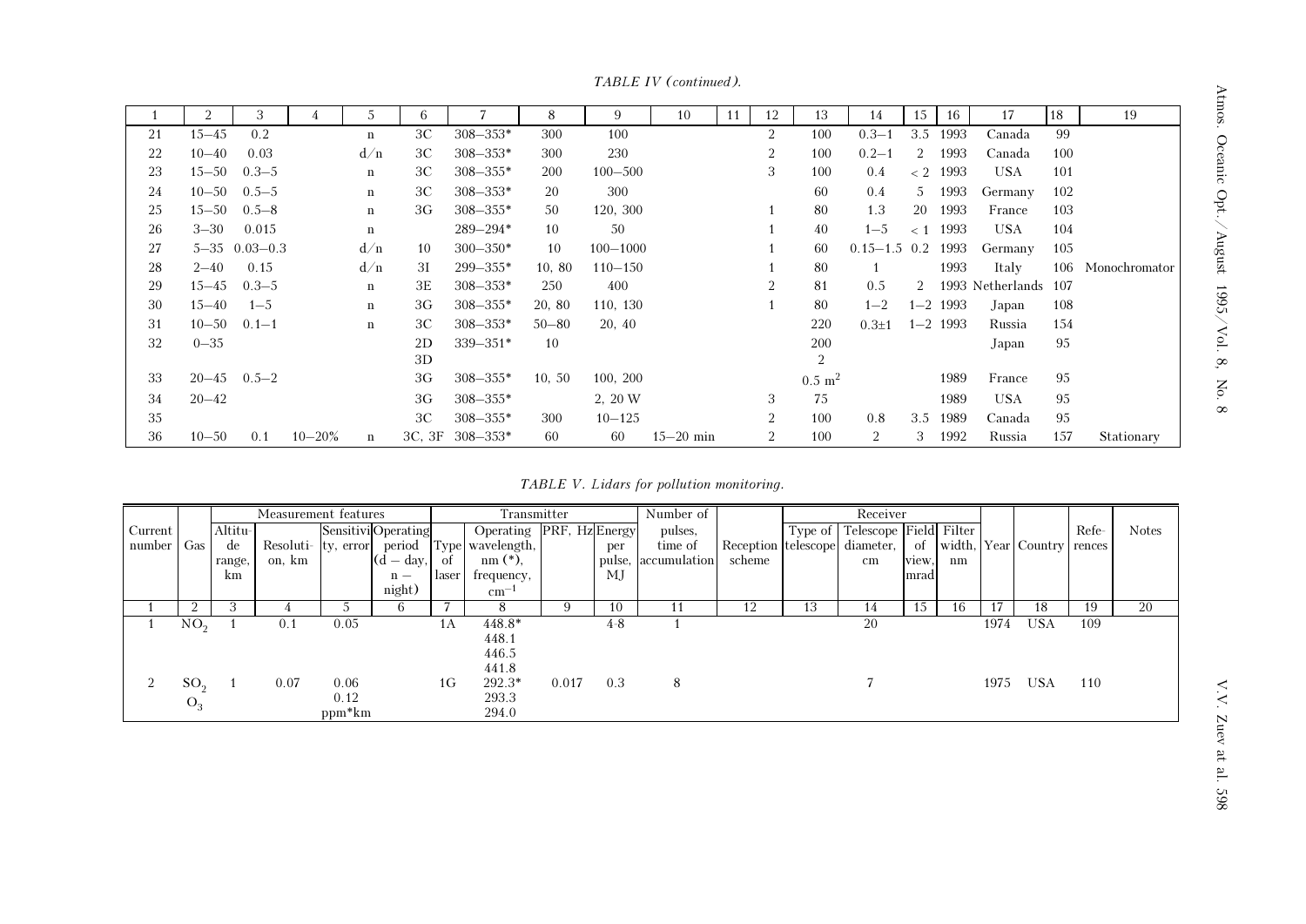*TABLE IV (continued).*

| 1 | 2 | 3 | 4 | 5 | 6 | 7 | 8 | 9 | 10 | 11 | 12 | 13 | 14 | 15 | 16 | 17 | 18 | 19 |
|---|---|---|---|---|---|---|---|---|---|---|---|---|---|---|---|---|---|---|
| 21 | 15–45 | 0.2 | | n | 3C | 308–353* | 300 | 100 | | | 2 | 100 | 0.3–1 | 3.5 | 1993 | Canada | 99 | |
| 22 | 10–40 | 0.03 | | d/n | 3C | 308–353* | 300 | 230 | | | 2 | 100 | 0.2–1 | 2 | 1993 | Canada | 100 | |
| 23 | 15–50 | 0.3–5 | | n | 3C | 308–355* | 200 | 100–500 | | | 3 | 100 | 0.4 | < 2 | 1993 | USA | 101 | |
| 24 | 10–50 | 0.5–5 | | n | 3C | 308–353* | 20 | 300 | | | | 60 | 0.4 | 5 | 1993 | Germany | 102 | |
| 25 | 15–50 | 0.5–8 | | n | 3G | 308–355* | 50 | 120, 300 | | | 1 | 80 | 1.3 | 20 | 1993 | France | 103 | |
| 26 | 3–30 | 0.015 | | n | | 289–294* | 10 | 50 | | | 1 | 40 | 1–5 | < 1 | 1993 | USA | 104 | |
| 27 | 5–35 | 0.03–0.3 | | d/n | 10 | 300–350* | 10 | 100–1000 | | | 1 | 60 | 0.15–1.5 | 0.2 | 1993 | Germany | 105 | |
| 28 | 2–40 | 0.15 | | d/n | 3I | 299–355* | 10, 80 | 110–150 | | | 1 | 80 | 1 | | 1993 | Italy | 106 | Monochromator |
| 29 | 15–45 | 0.3–5 | | n | 3E | 308–353* | 250 | 400 | | | 2 | 81 | 0.5 | 2 | 1993 | Netherlands | 107 | |
| 30 | 15–40 | 1–5 | | n | 3G | 308–355* | 20, 80 | 110, 130 | | | 1 | 80 | 1–2 | 1–2 | 1993 | Japan | 108 | |
| 31 | 10–50 | 0.1–1 | | n | 3C | 308–353* | 50–80 | 20, 40 | | | | 220 | 0.3±1 | 1–2 | 1993 | Russia | 154 | |
| 32 | 0–35 | | | | 2D<br>3D | 339–351* | 10 | | | | | 200<br>2 | | | | Japan | 95 | |
| 33 | 20–45 | 0.5–2 | | | 3G | 308–355* | 10, 50 | 100, 200 | | | | 0.5 $m^2$ | | | 1989 | France | 95 | |
| 34 | 20–42 | | | | 3G | 308–355* | | 2, 20 W | | | 3 | 75 | | | 1989 | USA | 95 | |
| 35 | | | | | 3C | 308–355* | 300 | 10–125 | | | 2 | 100 | 0.8 | 3.5 | 1989 | Canada | 95 | |
| 36 | 10–50 | 0.1 | 10–20% | n | 3C, 3F | 308–353* | 60 | 60 | 15–20 min | | 2 | 100 | 2 | 3 | 1992 | Russia | 157 | Stationary |

*TABLE V. Lidars for pollution monitoring.*

| Current number | Gas | Measurement features | | | | Transmitter | | | | Number of pulses, time of accumulation | Receiver | | | | | Year | Country | Refe-rences | Notes |
|---|---|---|---|---|---|---|---|---|---|---|---|---|---|---|---|---|---|---|---|
| | | Altitude range, km | Resolution, km | Sensitivity, error | Operating period (d – day, n – night) | Type of laser | Operating wavelength, nm (*), frequency, $cm^{-1}$ | PRF, Hz | Energy per pulse, MJ | | Reception scheme | Type of telescope | Telescope diameter, cm | Field of view, mrad | Filter width, nm | | | | |
| 1 | 2 | 3 | 4 | 5 | 6 | 7 | 8 | 9 | 10 | 11 | 12 | 13 | 14 | 15 | 16 | 17 | 18 | 19 | 20 |
| 1 | $NO_2$ | 1 | 0.1 | 0.05 | | 1A | 448.8*<br>448.1<br>446.5<br>441.8 | | 4-8 | 1 | | | 20 | | | 1974 | USA | 109 | |
| 2 | $SO_2$<br>$O_3$ | 1 | 0.07 | 0.06<br>0.12<br>ppm*km | | 1G | 292.3*<br>293.3<br>294.0 | 0.017 | 0.3 | 8 | | | 7 | | | 1975 | USA | 110 | |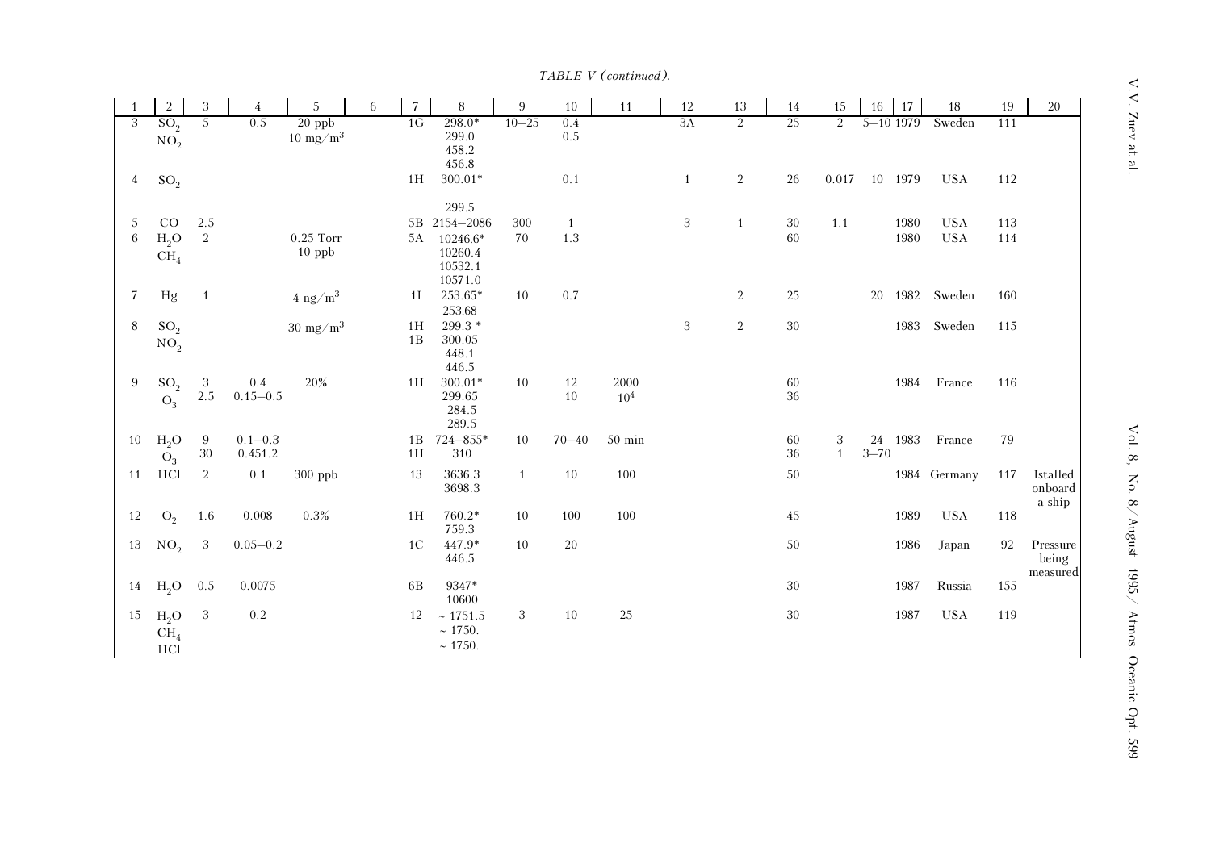*TABLE V (continued).*

| 1 | 2 | 3 | 4 | 5 | 6 | 7 | 8 | 9 | 10 | 11 | 12 | 13 | 14 | 15 | 16 | 17 | 18 | 19 | 20 |
|---|---|---|---|---|---|---|---|---|---|---|---|---|---|---|---|---|---|---|---|
| 3 | $SO_2$<br>$NO_2$ | 5 | 0.5 | 20 ppb<br>10 mg/m$^3$ | | 1G | 298.0*<br>299.0<br>458.2<br>456.8 | 10–25 | 0.4<br>0.5 | | 3A | 2 | 25 | 2 | 5–10 | 1979 | Sweden | 111 | |
| 4 | $SO_2$ | | | | | 1H | 300.01*<br><br>299.5 | | 0.1 | | 1 | 2 | 26 | 0.017 | 10 | 1979 | USA | 112 | |
| 5 | CO | 2.5 | | | | 5B | 2154–2086 | 300 | 1 | | 3 | 1 | 30 | 1.1 | | 1980 | USA | 113 | |
| 6 | $H_2O$<br>$CH_4$ | 2 | | 0.25 Torr<br>10 ppb | | 5A | 10246.6*<br>10260.4<br>10532.1<br>10571.0 | 70 | 1.3 | | | | 60 | | | 1980 | USA | 114 | |
| 7 | Hg | 1 | | 4 ng/m$^3$ | | 1I | 253.65*<br>253.68 | 10 | 0.7 | | | 2 | 25 | | 20 | 1982 | Sweden | 160 | |
| 8 | $SO_2$<br>$NO_2$ | | | 30 mg/m$^3$ | | 1H<br>1B | 299.3 *<br>300.05<br>448.1<br>446.5 | | | | 3 | 2 | 30 | | | 1983 | Sweden | 115 | |
| 9 | $SO_2$<br>$O_3$ | 3<br>2.5 | 0.4<br>0.15–0.5 | 20% | | 1H | 300.01*<br>299.65<br>284.5<br>289.5 | 10 | 12<br>10 | 2000<br>$10^4$ | | | 60<br>36 | | | 1984 | France | 116 | |
| 10 | $H_2O$<br>$O_3$ | 9<br>30 | 0.1–0.3<br>0.451.2 | | | 1B<br>1H | 724–855*<br>310 | 10 | 70–40 | 50 min | | | 60<br>36 | 3<br>1 | 24<br>3–70 | 1983 | France | 79 | |
| 11 | HCl | 2 | 0.1 | 300 ppb | | 13 | 3636.3<br>3698.3 | 1 | 10 | 100 | | | 50 | | | 1984 | Germany | 117 | Istalled onboard a ship |
| 12 | $O_2$ | 1.6 | 0.008 | 0.3% | | 1H | 760.2*<br>759.3 | 10 | 100 | 100 | | | 45 | | | 1989 | USA | 118 | |
| 13 | $NO_2$ | 3 | 0.05–0.2 | | | 1C | 447.9*<br>446.5 | 10 | 20 | | | | 50 | | | 1986 | Japan | 92 | Pressure being measured |
| 14 | $H_2O$ | 0.5 | 0.0075 | | | 6B | 9347*<br>10600 | | | | | | 30 | | | 1987 | Russia | 155 | |
| 15 | $H_2O$<br>$CH_4$<br>HCl | 3 | 0.2 | | | 12 | ~ 1751.5<br>~ 1750.<br>~ 1750. | 3 | 10 | 25 | | | 30 | | | 1987 | USA | 119 | |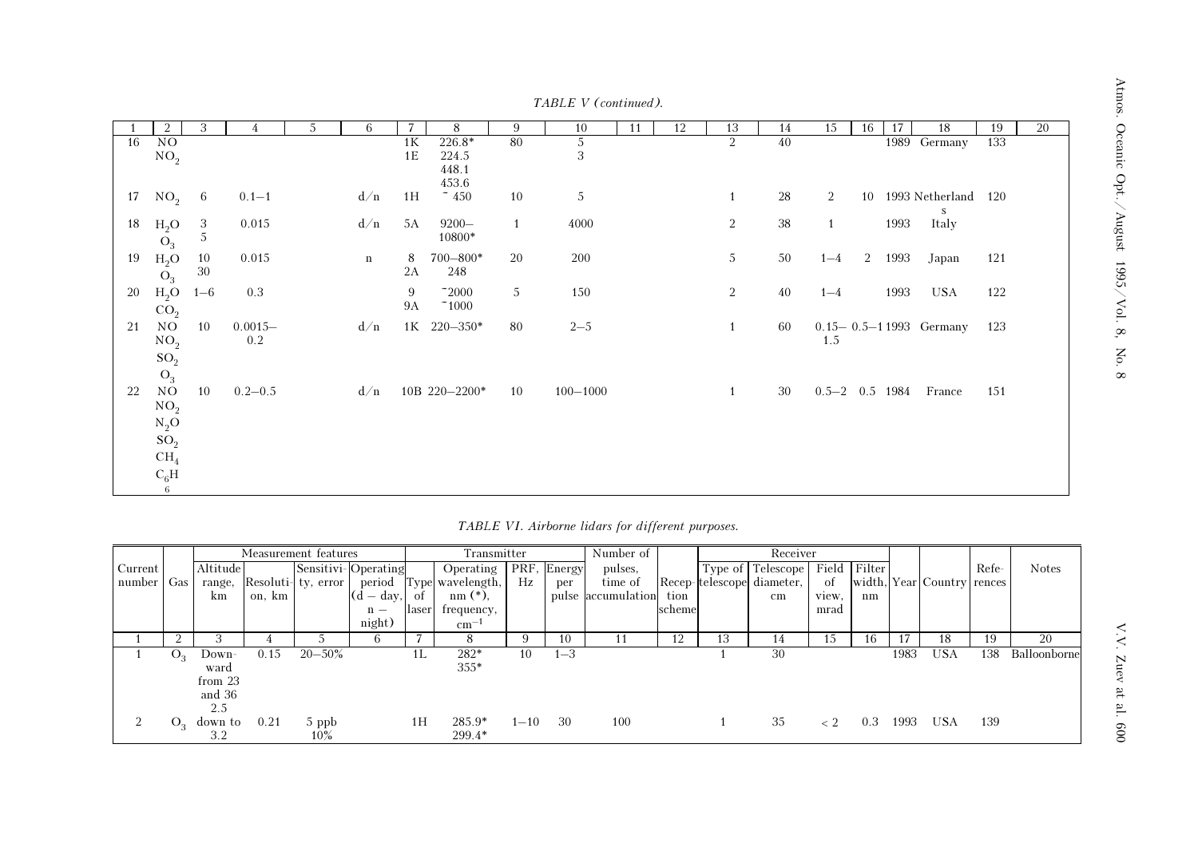*TABLE V (continued).*

| 1 | 2 | 3 | 4 | 5 | 6 | 7 | 8 | 9 | 10 | 11 | 12 | 13 | 14 | 15 | 16 | 17 | 18 | 19 | 20 |
|---|---|---|---|---|---|---|---|---|---|---|---|---|---|---|---|---|---|---|---|
| 16 | NO $NO_2$ | | | | | 1K 1E | 226.8* 224.5 448.1 453.6 | 80 | 5 3 | | | 2 | 40 | | | 1989 | Germany | 133 | |
| 17 | $NO_2$ | 6 | 0.1–1 | | d/n | 1H | ~ 450 | 10 | 5 | | | 1 | 28 | 2 | 10 | 1993 | Netherlands | 120 | |
| 18 | $H_2O$ $O_3$ | 3 5 | 0.015 | | d/n | 5A | 9200–10800* | 1 | 4000 | | | 2 | 38 | 1 | | 1993 | Italy | | |
| 19 | $H_2O$ $O_3$ | 10 30 | 0.015 | | n | 8 2A | 700–800* 248 | 20 | 200 | | | 5 | 50 | 1–4 | 2 | 1993 | Japan | 121 | |
| 20 | $H_2O$ $CO_2$ | 1–6 | 0.3 | | | 9 9A | ~2000 ~1000 | 5 | 150 | | | 2 | 40 | 1–4 | | 1993 | USA | 122 | |
| 21 | NO $NO_2$ $SO_2$ $O_3$ | 10 | 0.0015–0.2 | | d/n | 1K | 220–350* | 80 | 2–5 | | | 1 | 60 | 0.15–1.5 | 0.5–1 | 1993 | Germany | 123 | |
| 22 | NO $NO_2$ $N_2O$ $SO_2$ $CH_4$ $C_6H_6$ | 10 | 0.2–0.5 | | d/n | 10B | 220–2200* | 10 | 100–1000 | | | 1 | 30 | 0.5–2 | 0.5 | 1984 | France | 151 | |

*TABLE VI. Airborne lidars for different purposes.*

| | | Measurement features | | | | Transmitter | | | | | | Receiver | | | | | | | |
|---|---|---|---|---|---|---|---|---|---|---|---|---|---|---|---|---|---|---|---|
| Current number | Gas | Altitude range, km | Resolution, km | Sensitivity, error | Operating period (d – day, n – night) | Type of laser | Operating wavelength, nm (*), frequency, $cm^{-1}$ | PRF, Hz | Energy per pulse | Number of pulses, time of accumulation | Reception scheme | Type of telescope | Telescope diameter, cm | Field of view, mrad | Filter width, nm | Year | Country | References | Notes |
| 1 | 2 | 3 | 4 | 5 | 6 | 7 | 8 | 9 | 10 | 11 | 12 | 13 | 14 | 15 | 16 | 17 | 18 | 19 | 20 |
| 1 | $O_3$ | Downward from 23 and 36 2.5 | 0.15 | 20–50% | | 1L | 282* 355* | 10 | 1–3 | | | 1 | 30 | | | 1983 | USA | 138 | Balloonborne |
| 2 | $O_3$ | down to 3.2 | 0.21 | 5 ppb 10% | | 1H | 285.9* 299.4* | 1–10 | 30 | 100 | | 1 | 35 | < 2 | 0.3 | 1993 | USA | 139 | |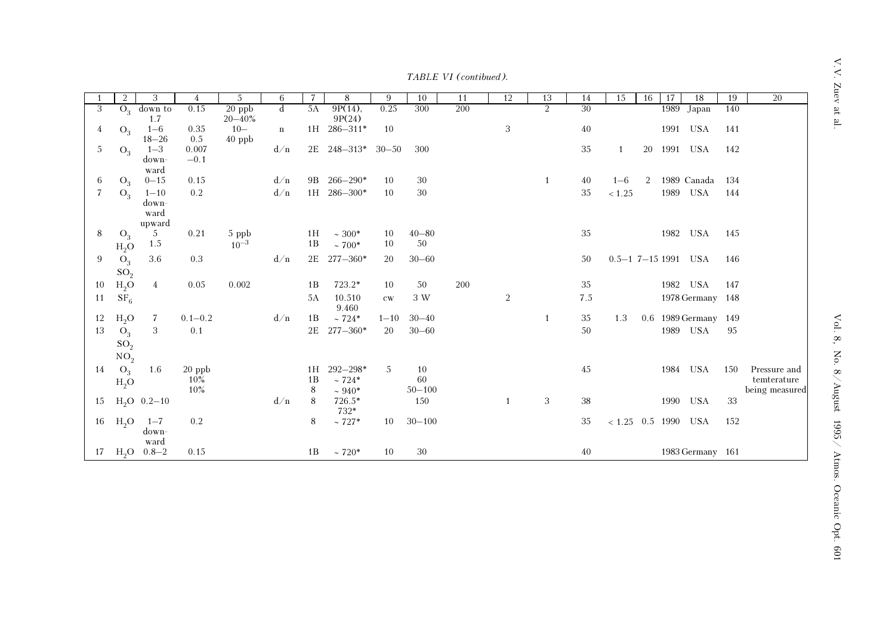*TABLE VI (contibued).*

| 1 | 2 | 3 | 4 | 5 | 6 | 7 | 8 | 9 | 10 | 11 | 12 | 13 | 14 | 15 | 16 | 17 | 18 | 19 | 20 |
|---|---|---|---|---|---|---|---|---|---|---|---|---|---|---|---|---|---|---|---|
| 3 | $O_3$ | down to 1.7 | 0.15 | 20 ppb 20–40% | d | 5A | 9P(14), 9P(24) | 0.25 | 300 | 200 | | 2 | 30 | | | 1989 | Japan | 140 | |
| 4 | $O_3$ | 1–6 18–26 | 0.35 0.5 | 10– 40 ppb | n | 1H | 286–311* | 10 | | | 3 | | 40 | | | 1991 | USA | 141 | |
| 5 | $O_3$ | 1–3 down-ward | 0.007 –0.1 | | d/n | 2E | 248–313* | 30–50 | 300 | | | | 35 | 1 | 20 | 1991 | USA | 142 | |
| 6 | $O_3$ | 0–15 | 0.15 | | d/n | 9B | 266–290* | 10 | 30 | | | 1 | 40 | 1–6 | 2 | 1989 | Canada | 134 | |
| 7 | $O_3$ | 1–10 down-ward upward | 0.2 | | d/n | 1H | 286–300* | 10 | 30 | | | | 35 | < 1.25 | | 1989 | USA | 144 | |
| 8 | $O_3$ $H_2O$ | 5 1.5 | 0.21 | 5 ppb $10^{-3}$ | | 1H 1B | ~ 300* ~ 700* | 10 10 | 40–80 50 | | | | 35 | | | 1982 | USA | 145 | |
| 9 | $O_3$ $SO_2$ | 3.6 | 0.3 | | d/n | 2E | 277–360* | 20 | 30–60 | | | | 50 | 0.5–1 | 7–15 | 1991 | USA | 146 | |
| 10 | $H_2O$ | 4 | 0.05 | 0.002 | | 1B | 723.2* | 10 | 50 | 200 | | | 35 | | | 1982 | USA | 147 | |
| 11 | $SF_6$ | | | | | 5A | 10.510 9.460 | cw | 3 W | | 2 | | 7.5 | | | 1978 | Germany | 148 | |
| 12 | $H_2O$ | 7 | 0.1–0.2 | | d/n | 1B | ~ 724* | 1–10 | 30–40 | | | 1 | 35 | 1.3 | 0.6 | 1989 | Germany | 149 | |
| 13 | $O_3$ $SO_2$ $NO_2$ | 3 | 0.1 | | | 2E | 277–360* | 20 | 30–60 | | | | 50 | | | 1989 | USA | 95 | |
| 14 | $O_3$ $H_2O$ | 1.6 | 20 ppb 10% 10% | | | 1H 1B 8 | 292–298* ~ 724* ~ 940* | 5 | 10 60 50–100 | | | | 45 | | | 1984 | USA | 150 | Pressure and temterature being measured |
| 15 | $H_2O$ | 0.2–10 | | | d/n | 8 | 726.5* 732* | | 150 | | 1 | 3 | 38 | | | 1990 | USA | 33 | |
| 16 | $H_2O$ | 1–7 down-ward | 0.2 | | | 8 | ~ 727* | 10 | 30–100 | | | | 35 | < 1.25 | 0.5 | 1990 | USA | 152 | |
| 17 | $H_2O$ | 0.8–2 | 0.15 | | | 1B | ~ 720* | 10 | 30 | | | | 40 | | | 1983 | Germany | 161 | |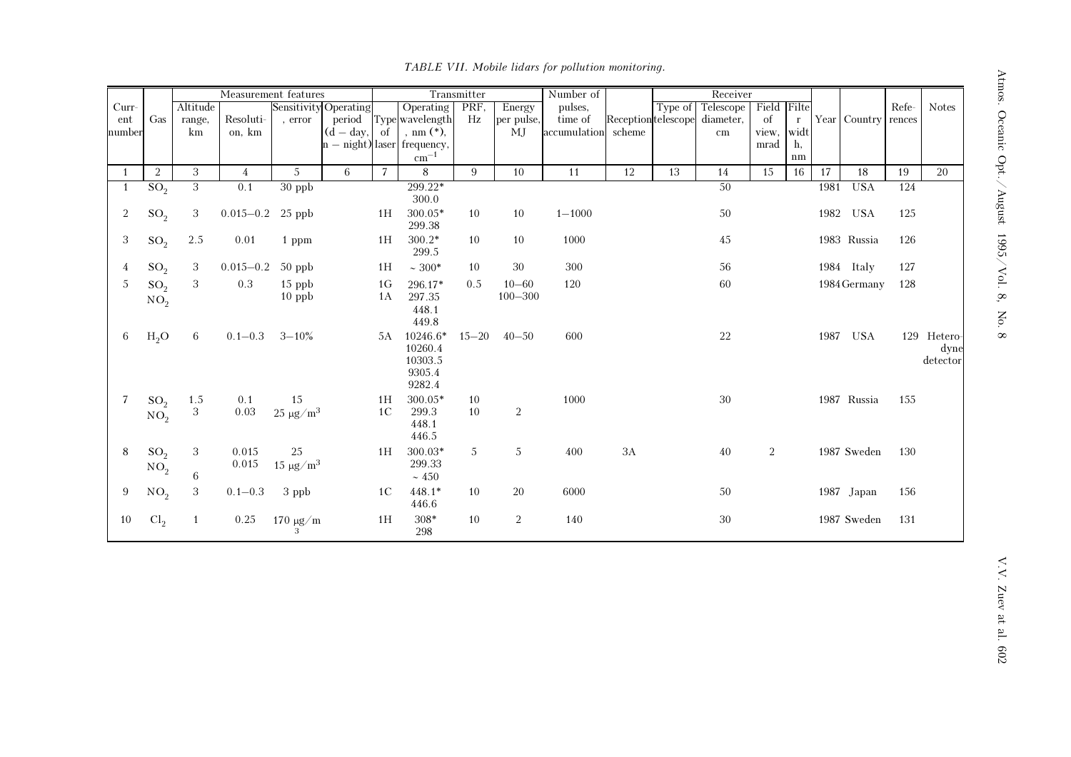*TABLE VII. Mobile lidars for pollution monitoring.*

| Current number | Gas | Measurement features | | | | Transmitter | | | | Number of pulses, time of accumulation | Reception scheme | Receiver | | | | Year | Country | References | Notes |
|---|---|---|---|---|---|---|---|---|---|---|---|---|---|---|---|---|---|---|---|
| | | Altitude range, km | Resolution, km | Sensitivity, error | Operating period (d – day, n – night) | Type of laser | Operating wavelength, nm (*), frequency, $cm^{-1}$ | PRF, Hz | Energy per pulse, MJ | | | Type of telescope | Telescope diameter, cm | Field of view, mrad | Filter width, nm | | | | |
| 1 | 2 | 3 | 4 | 5 | 6 | 7 | 8 | 9 | 10 | 11 | 12 | 13 | 14 | 15 | 16 | 17 | 18 | 19 | 20 |
| 1 | $SO_2$ | 3 | 0.1 | 30 ppb | | | 299.22* 300.0 | | | | | | 50 | | | 1981 | USA | 124 | |
| 2 | $SO_2$ | 3 | 0.015–0.2 | 25 ppb | | 1H | 300.05* 299.38 | 10 | 10 | 1–1000 | | | 50 | | | 1982 | USA | 125 | |
| 3 | $SO_2$ | 2.5 | 0.01 | 1 ppm | | 1H | 300.2* 299.5 | 10 | 10 | 1000 | | | 45 | | | 1983 | Russia | 126 | |
| 4 | $SO_2$ | 3 | 0.015–0.2 | 50 ppb | | 1H | ~ 300* | 10 | 30 | 300 | | | 56 | | | 1984 | Italy | 127 | |
| 5 | $SO_2$ $NO_2$ | 3 | 0.3 | 15 ppb 10 ppb | | 1G 1A | 296.17* 297.35 448.1 449.8 | 0.5 | 10–60 100–300 | 120 | | | 60 | | | 1984 | Germany | 128 | |
| 6 | $H_2O$ | 6 | 0.1–0.3 | 3–10% | | 5A | 10246.6* 10260.4 10303.5 9305.4 9282.4 | 15–20 | 40–50 | 600 | | | 22 | | | 1987 | USA | 129 | Heterodyne detector |
| 7 | $SO_2$ $NO_2$ | 1.5 3 | 0.1 0.03 | 15 25 $\mu g/m^3$ | | 1H 1C | 300.05* 299.3 448.1 446.5 | 10 10 | 2 | 1000 | | | 30 | | | 1987 | Russia | 155 | |
| 8 | $SO_2$ $NO_2$ | 3 6 | 0.015 0.015 | 25 15 $\mu g/m^3$ | | 1H | 300.03* 299.33 ~ 450 | 5 | 5 | 400 | 3A | | 40 | 2 | | 1987 | Sweden | 130 | |
| 9 | $NO_2$ | 3 | 0.1–0.3 | 3 ppb | | 1C | 448.1* 446.6 | 10 | 20 | 6000 | | | 50 | | | 1987 | Japan | 156 | |
| 10 | $Cl_2$ | 1 | 0.25 | 170 $\mu g/m^3$ | | 1H | 308* 298 | 10 | 2 | 140 | | | 30 | | | 1987 | Sweden | 131 | |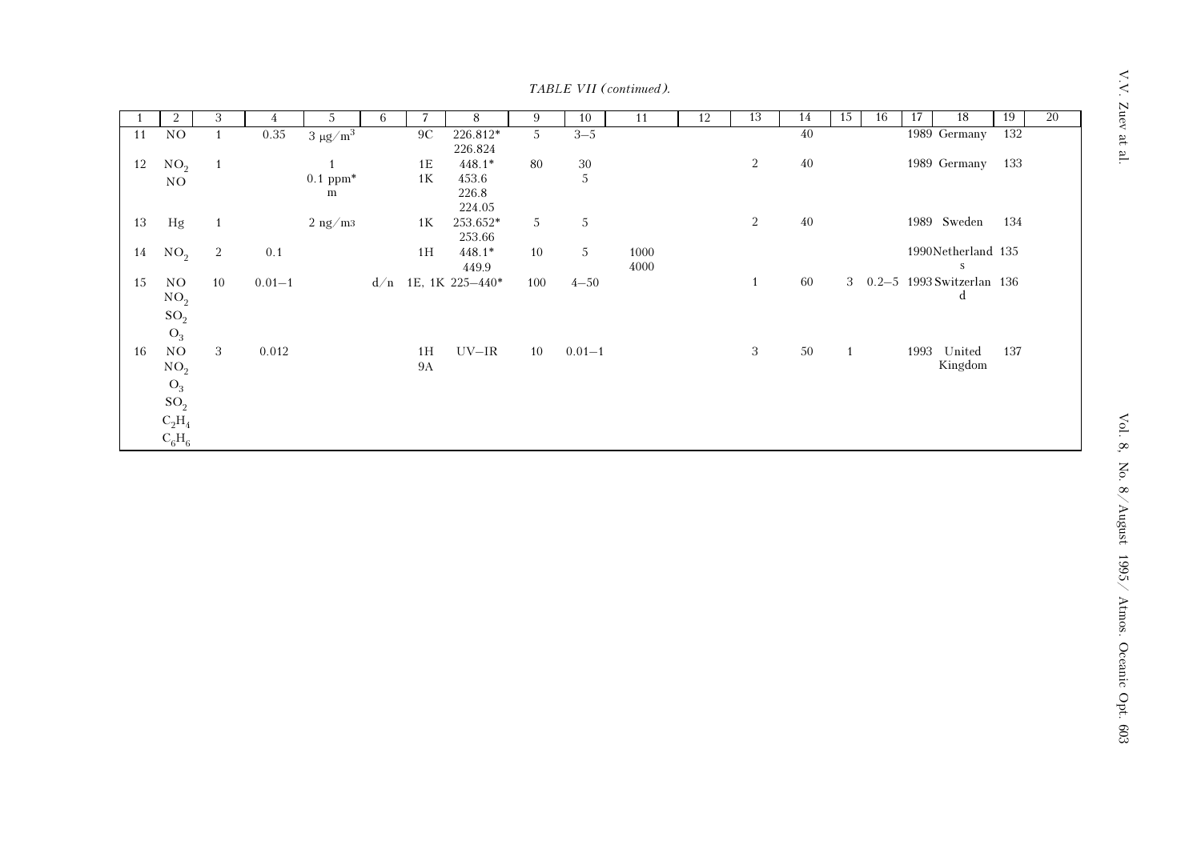*TABLE VII (continued).*

| 1 | 2 | 3 | 4 | 5 | 6 | 7 | 8 | 9 | 10 | 11 | 12 | 13 | 14 | 15 | 16 | 17 | 18 | 19 | 20 |
|---|---|---|---|---|---|---|---|---|---|---|---|---|---|---|---|---|---|---|---|
| 11 | NO | 1 | 0.35 | 3 μg/m$^3$ | | 9C | 226.812* 226.824 | 5 | 3–5 | | | | 40 | | | 1989 | Germany | 132 | |
| 12 | $NO_2$ NO | 1 | | 1 0.1 ppm* m | | 1E 1K | 448.1* 453.6 226.8 224.05 | 80 | 30 5 | | | 2 | 40 | | | 1989 | Germany | 133 | |
| 13 | Hg | 1 | | 2 ng/m3 | | 1K | 253.652* 253.66 | 5 | 5 | | | 2 | 40 | | | 1989 | Sweden | 134 | |
| 14 | $NO_2$ | 2 | 0.1 | | | 1H | 448.1* 449.9 | 10 | 5 | 1000 4000 | | | | | | 1990 | Netherlands | 135 | |
| 15 | NO $NO_2$ $SO_2$ $O_3$ | 10 | 0.01–1 | | d/n | 1E, 1K | 225–440* | 100 | 4–50 | | | 1 | 60 | 3 | 0.2–5 | 1993 | Switzerland | 136 | |
| 16 | NO $NO_2$ $O_3$ $SO_2$ $C_2H_4$ $C_6H_6$ | 3 | 0.012 | | | 1H 9A | UV–IR | 10 | 0.01–1 | | | 3 | 50 | 1 | | 1993 | United Kingdom | 137 | |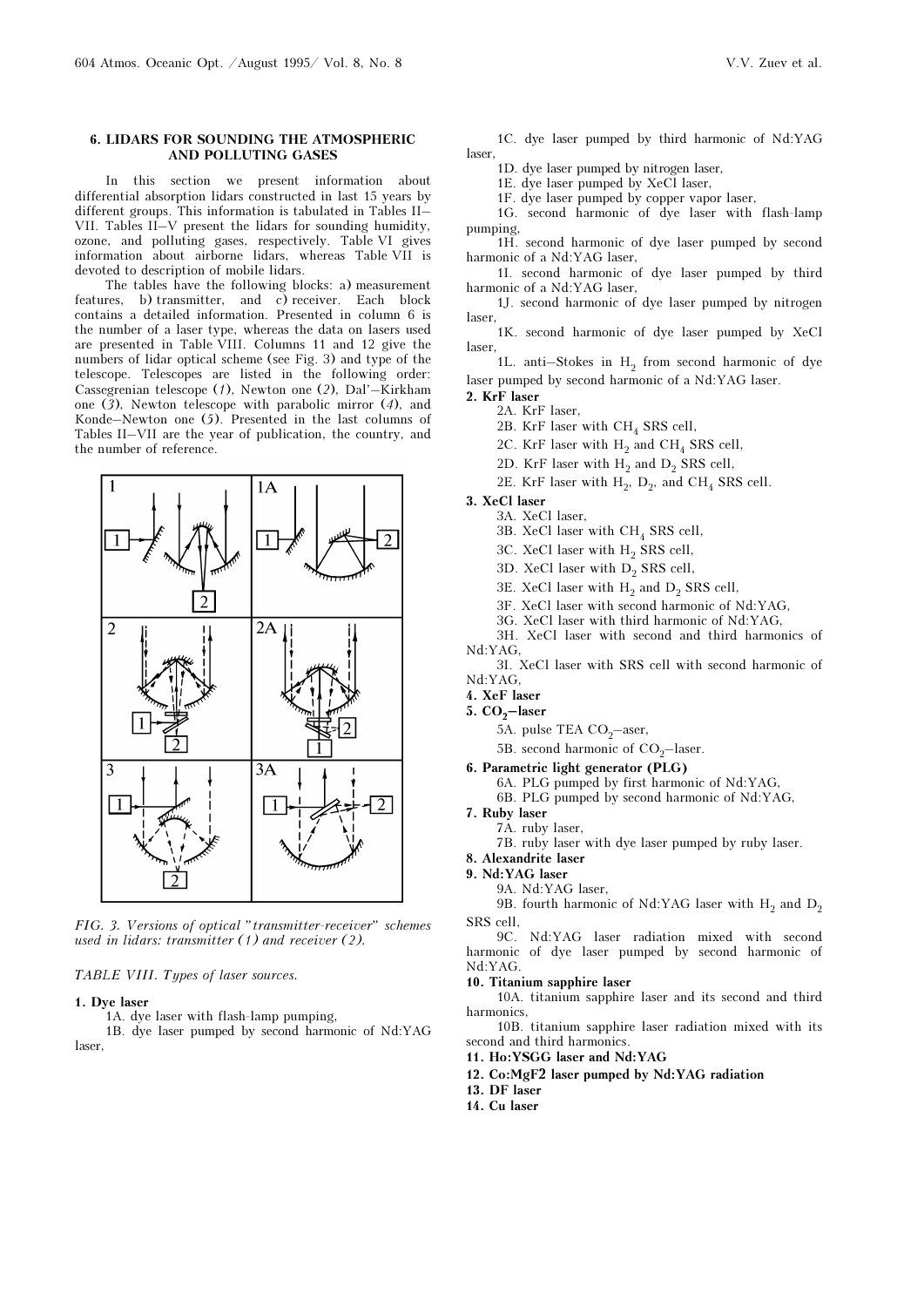## 6. LIDARS FOR SOUNDING THE ATMOSPHERIC AND POLLUTING GASES

In this section we present information about differential absorption lidars constructed in last 15 years by different groups. This information is tabulated in Tables II–VII. Tables II–V present the lidars for sounding humidity, ozone, and polluting gases, respectively. Table VI gives information about airborne lidars, whereas Table VII is devoted to description of mobile lidars.

The tables have the following blocks: a) measurement features, b) transmitter, and c) receiver. Each block contains a detailed information. Presented in column 6 is the number of a laser type, whereas the data on lasers used are presented in Table VIII. Columns 11 and 12 give the numbers of lidar optical scheme (see Fig. 3) and type of the telescope. Telescopes are listed in the following order: Cassegrenian telescope (*1*), Newton one (*2*), Dal'–Kirkham one (*3*), Newton telescope with parabolic mirror (*4*), and Konde–Newton one (*5*). Presented in the last columns of Tables II–VII are the year of publication, the country, and the number of reference.

*FIG. 3. Versions of optical "transmitter-receiver" schemes used in lidars: transmitter (1) and receiver (2).*

*TABLE VIII. Types of laser sources.*

**1. Dye laser**

1A. dye laser with flash-lamp pumping,

1B. dye laser pumped by second harmonic of Nd:YAG laser,

1C. dye laser pumped by third harmonic of Nd:YAG laser,

1D. dye laser pumped by nitrogen laser,

1E. dye laser pumped by XeCl laser,

1F. dye laser pumped by copper vapor laser,

1G. second harmonic of dye laser with flash-lamp pumping,

1H. second harmonic of dye laser pumped by second harmonic of a Nd:YAG laser,

1I. second harmonic of dye laser pumped by third harmonic of a Nd:YAG laser,

1J. second harmonic of dye laser pumped by nitrogen laser,

1K. second harmonic of dye laser pumped by XeCl laser,

1L. anti–Stokes in $H_2$ from second harmonic of dye laser pumped by second harmonic of a Nd:YAG laser.

**2. KrF laser**

2A. KrF laser,

2B. KrF laser with $CH_4$ SRS cell,

2C. KrF laser with $H_2$ and $CH_4$ SRS cell,

2D. KrF laser with $H_2$ and $D_2$ SRS cell,

2E. KrF laser with $H_2$, $D_2$, and $CH_4$ SRS cell.

**3. XeCl laser**

3A. XeCl laser,

3B. XeCl laser with $CH_4$ SRS cell,

3C. XeCl laser with $H_2$ SRS cell,

3D. XeCl laser with $D_2$ SRS cell,

3E. XeCl laser with $H_2$ and $D_2$ SRS cell,

3F. XeCl laser with second harmonic of Nd:YAG,

3G. XeCl laser with third harmonic of Nd:YAG,

3H. XeCl laser with second and third harmonics of Nd:YAG,

3I. XeCl laser with SRS cell with second harmonic of Nd:YAG,

**4. XeF laser**

**5. $CO_2$–laser**

5A. pulse TEA $CO_2$–aser,

5B. second harmonic of $CO_2$–laser.

**6. Parametric light generator (PLG)**

6A. PLG pumped by first harmonic of Nd:YAG,

6B. PLG pumped by second harmonic of Nd:YAG,

**7. Ruby laser**

7A. ruby laser,

7B. ruby laser with dye laser pumped by ruby laser.

**8. Alexandrite laser**

**9. Nd:YAG laser**

9A. Nd:YAG laser,

9B. fourth harmonic of Nd:YAG laser with $H_2$ and $D_2$ SRS cell,

9C. Nd:YAG laser radiation mixed with second harmonic of dye laser pumped by second harmonic of Nd:YAG.

**10. Titanium sapphire laser**

10A. titanium sapphire laser and its second and third harmonics,

10B. titanium sapphire laser radiation mixed with its second and third harmonics.

**11. Ho:YSGG laser and Nd:YAG**

**12. Co:MgF2 laser pumped by Nd:YAG radiation**

**13. DF laser**

**14. Cu laser**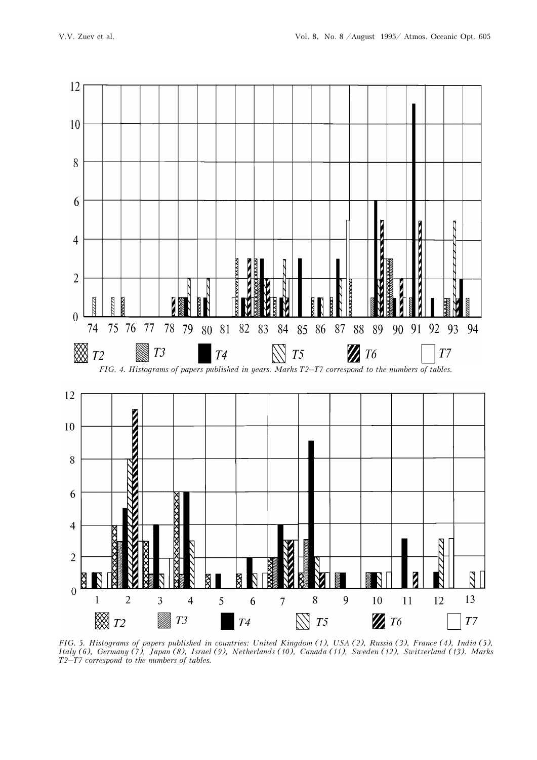FIG. 4. Histograms of papers published in years. Marks T2–T7 correspond to the numbers of tables.

FIG. 5. Histograms of papers published in countries: United Kingdom (1), USA (2), Russia (3), France (4), India (5), Italy (6), Germany (7), Japan (8), Israel (9), Netherlands (10), Canada (11), Sweden (12), Switzerland (13). Marks T2–T7 correspond to the numbers of tables.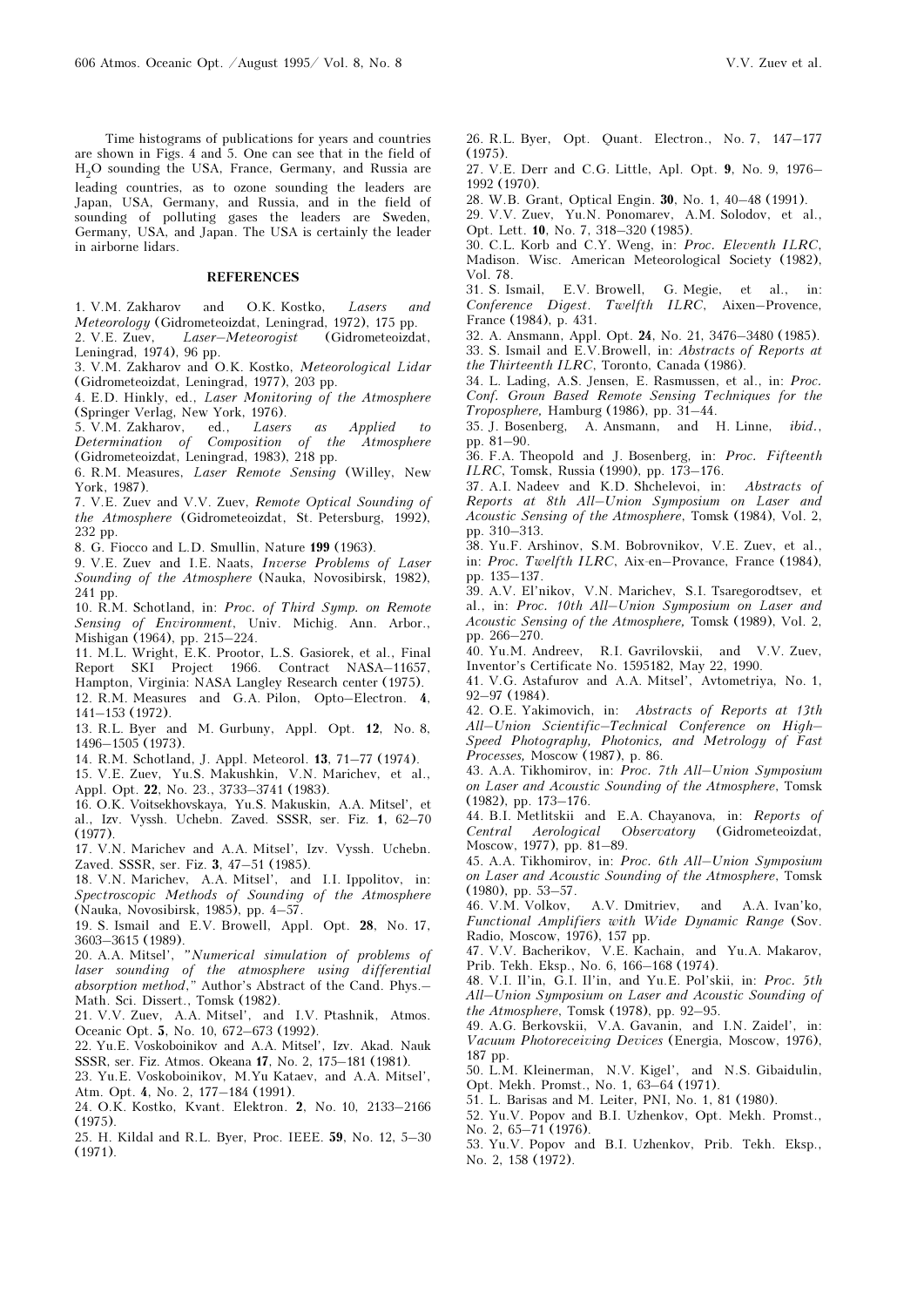Time histograms of publications for years and countries are shown in Figs. 4 and 5. One can see that in the field of $H_2O$ sounding the USA, France, Germany, and Russia are leading countries, as to ozone sounding the leaders are Japan, USA, Germany, and Russia, and in the field of sounding of polluting gases the leaders are Sweden, Germany, USA, and Japan. The USA is certainly the leader in airborne lidars.

## REFERENCES

1. V.M. Zakharov and O.K. Kostko, *Lasers and Meteorology* (Gidrometeoizdat, Leningrad, 1972), 175 pp.
2. V.E. Zuev, *Laser–Meteorogist* (Gidrometeoizdat, Leningrad, 1974), 96 pp.
3. V.M. Zakharov and O.K. Kostko, *Meteorological Lidar* (Gidrometeoizdat, Leningrad, 1977), 203 pp.
4. E.D. Hinkly, ed., *Laser Monitoring of the Atmosphere* (Springer Verlag, New York, 1976).
5. V.M. Zakharov, ed., *Lasers as Applied to Determination of Composition of the Atmosphere* (Gidrometeoizdat, Leningrad, 1983), 218 pp.
6. R.M. Measures, *Laser Remote Sensing* (Willey, New York, 1987).
7. V.E. Zuev and V.V. Zuev, *Remote Optical Sounding of the Atmosphere* (Gidrometeoizdat, St. Petersburg, 1992), 232 pp.
8. G. Fiocco and L.D. Smullin, Nature **199** (1963).
9. V.E. Zuev and I.E. Naats, *Inverse Problems of Laser Sounding of the Atmosphere* (Nauka, Novosibirsk, 1982), 241 pp.
10. R.M. Schotland, in: *Proc. of Third Symp. on Remote Sensing of Environment*, Univ. Michig. Ann. Arbor., Mishigan (1964), pp. 215–224.
11. M.L. Wright, E.K. Prootor, L.S. Gasiorek, et al., Final Report SKI Project 1966. Contract NASA–11657, Hampton, Virginia: NASA Langley Research center (1975).
12. R.M. Measures and G.A. Pilon, Opto–Electron. **4**, 141–153 (1972).
13. R.L. Byer and M. Gurbuny, Appl. Opt. **12**, No. 8, 1496–1505 (1973).
14. R.M. Schotland, J. Appl. Meteorol. **13**, 71–77 (1974).
15. V.E. Zuev, Yu.S. Makushkin, V.N. Marichev, et al., Appl. Opt. **22**, No. 23., 3733–3741 (1983).
16. O.K. Voitsekhovskaya, Yu.S. Makuskin, A.A. Mitsel', et al., Izv. Vyssh. Uchebn. Zaved. SSSR, ser. Fiz. **1**, 62–70 (1977).
17. V.N. Marichev and A.A. Mitsel', Izv. Vyssh. Uchebn. Zaved. SSSR, ser. Fiz. **3**, 47–51 (1985).
18. V.N. Marichev, A.A. Mitsel', and I.I. Ippolitov, in: *Spectroscopic Methods of Sounding of the Atmosphere* (Nauka, Novosibirsk, 1985), pp. 4–57.
19. S. Ismail and E.V. Browell, Appl. Opt. **28**, No. 17, 3603–3615 (1989).
20. A.A. Mitsel', *"Numerical simulation of problems of laser sounding of the atmosphere using differential absorption method,"* Author's Abstract of the Cand. Phys.–Math. Sci. Dissert., Tomsk (1982).
21. V.V. Zuev, A.A. Mitsel', and I.V. Ptashnik, Atmos. Oceanic Opt. **5**, No. 10, 672–673 (1992).
22. Yu.E. Voskoboinikov and A.A. Mitsel', Izv. Akad. Nauk SSSR, ser. Fiz. Atmos. Okeana **17**, No. 2, 175–181 (1981).
23. Yu.E. Voskoboinikov, M.Yu Kataev, and A.A. Mitsel', Atm. Opt. **4**, No. 2, 177–184 (1991).
24. O.K. Kostko, Kvant. Elektron. **2**, No. 10, 2133–2166 (1975).
25. H. Kildal and R.L. Byer, Proc. IEEE. **59**, No. 12, 5–30 (1971).
26. R.L. Byer, Opt. Quant. Electron., No. 7, 147–177 (1975).
27. V.E. Derr and C.G. Little, Apl. Opt. **9**, No. 9, 1976–1992 (1970).
28. W.B. Grant, Optical Engin. **30**, No. 1, 40–48 (1991).
29. V.V. Zuev, Yu.N. Ponomarev, A.M. Solodov, et al., Opt. Lett. **10**, No. 7, 318–320 (1985).
30. C.L. Korb and C.Y. Weng, in: *Proc. Eleventh ILRC*, Madison. Wisc. American Meteorological Society (1982), Vol. 78.
31. S. Ismail, E.V. Browell, G. Megie, et al., in: *Conference Digest. Twelfth ILRC*, Aixen–Provence, France (1984), p. 431.
32. A. Ansmann, Appl. Opt. **24**, No. 21, 3476–3480 (1985).
33. S. Ismail and E.V.Browell, in: *Abstracts of Reports at the Thirteenth ILRC*, Toronto, Canada (1986).
34. L. Lading, A.S. Jensen, E. Rasmussen, et al., in: *Proc. Conf. Groun Based Remote Sensing Techniques for the Troposphere,* Hamburg (1986), pp. 31–44.
35. J. Bosenberg, A. Ansmann, and H. Linne, *ibid.*, pp. 81–90.
36. F.A. Theopold and J. Bosenberg, in: *Proc. Fifteenth ILRC*, Tomsk, Russia (1990), pp. 173–176.
37. A.I. Nadeev and K.D. Shchelevoi, in: *Abstracts of Reports at 8th All–Union Symposium on Laser and Acoustic Sensing of the Atmosphere*, Tomsk (1984), Vol. 2, pp. 310–313.
38. Yu.F. Arshinov, S.M. Bobrovnikov, V.E. Zuev, et al., in: *Proc. Twelfth ILRC*, Aix-en–Provance, France (1984), pp. 135–137.
39. A.V. El'nikov, V.N. Marichev, S.I. Tsaregorodtsev, et al., in: *Proc. 10th All–Union Symposium on Laser and Acoustic Sensing of the Atmosphere,* Tomsk (1989), Vol. 2, pp. 266–270.
40. Yu.M. Andreev, R.I. Gavrilovskii, and V.V. Zuev, Inventor's Certificate No. 1595182, May 22, 1990.
41. V.G. Astafurov and A.A. Mitsel', Avtometriya, No. 1, 92–97 (1984).
42. O.E. Yakimovich, in: *Abstracts of Reports at 13th All–Union Scientific–Technical Conference on High–Speed Photography, Photonics, and Metrology of Fast Processes,* Moscow (1987), p. 86.
43. A.A. Tikhomirov, in: *Proc. 7th All–Union Symposium on Laser and Acoustic Sounding of the Atmosphere*, Tomsk (1982), pp. 173–176.
44. B.I. Metlitskii and E.A. Chayanova, in: *Reports of Central Aerological Observatory* (Gidrometeoizdat, Moscow, 1977), pp. 81–89.
45. A.A. Tikhomirov, in: *Proc. 6th All–Union Symposium on Laser and Acoustic Sounding of the Atmosphere*, Tomsk (1980), pp. 53–57.
46. V.M. Volkov, A.V. Dmitriev, and A.A. Ivan'ko, *Functional Amplifiers with Wide Dynamic Range* (Sov. Radio, Moscow, 1976), 157 pp.
47. V.V. Bacherikov, V.E. Kachain, and Yu.A. Makarov, Prib. Tekh. Eksp., No. 6, 166–168 (1974).
48. V.I. Il'in, G.I. Il'in, and Yu.E. Pol'skii, in: *Proc. 5th All–Union Symposium on Laser and Acoustic Sounding of the Atmosphere*, Tomsk (1978), pp. 92–95.
49. A.G. Berkovskii, V.A. Gavanin, and I.N. Zaidel', in: *Vacuum Photoreceiving Devices* (Energia, Moscow, 1976), 187 pp.
50. L.M. Kleinerman, N.V. Kigel', and N.S. Gibaidulin, Opt. Mekh. Promst., No. 1, 63–64 (1971).
51. L. Barisas and M. Leiter, PNI, No. 1, 81 (1980).
52. Yu.V. Popov and B.I. Uzhenkov, Opt. Mekh. Promst., No. 2, 65–71 (1976).
53. Yu.V. Popov and B.I. Uzhenkov, Prib. Tekh. Eksp., No. 2, 158 (1972).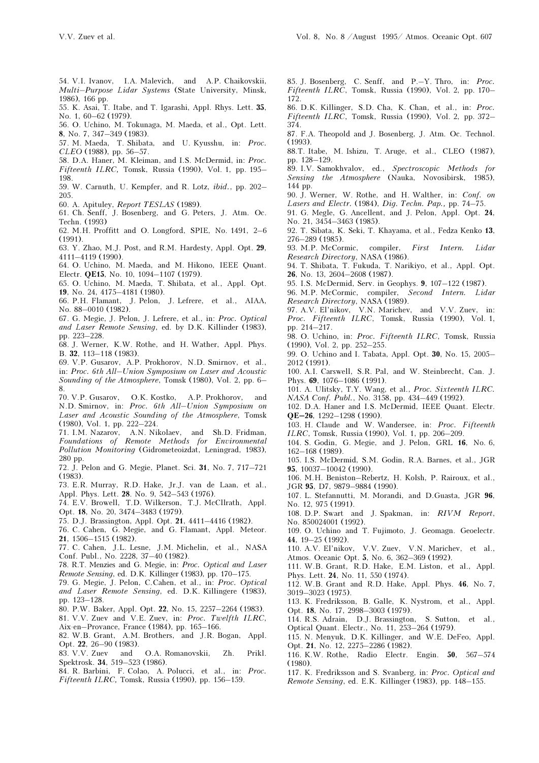54. V.I. Ivanov, I.A. Malevich, and A.P. Chaikovskii, *Multi–Purpose Lidar Systems* (State University, Minsk, 1986), 166 pp.

55. K. Asai, T. Itabe, and T. Igarashi, Appl. Rhys. Lett. **35**, No. 1, 60–62 (1979).

56. O. Uchino, M. Tokunaga, M. Maeda, et al., Opt. Lett. **8**, No. 7, 347–349 (1983).

57. M. Maeda, T. Shibata, and U. Kyusshu, in: *Proc. CLEO* (1988), pp. 56–57.

58. D.A. Haner, M. Kleiman, and I.S. McDermid, in: *Proc. Fifteenth ILRC,* Tomsk, Russia (1990), Vol. 1, pp. 195–198.

59. W. Carnuth, U. Kempfer, and R. Lotz, *ibid.*, pp. 202–205.

60. A. Apituley, *Report TESLAS* (1989).

61. Ch. Senff, J. Bosenberg, and G. Peters, J. Atm. Oc. Techn. (1993)

62. M.H. Proffitt and O. Longford, SPIE, No. 1491, 2–6 (1991).

63. Y. Zhao, M.J. Post, and R.M. Hardesty, Appl. Opt. **29**, 4111–4119 (1990).

64. O. Uchino, M. Maeda, and M. Hikono, IEEE Quant. Electr. **QE15**, No. 10, 1094–1107 (1979).

65. O. Uchino, M. Maeda, T. Shibata, et al., Appl. Opt. **19**, No. 24, 4175–4181 (1980).

66. P.H. Flamant, J. Pelon, J. Lefrere, et al., AIAA, No. 88–0010 (1982).

67. G. Megie, J. Pelon, J. Lefrere, et al., in: *Proc. Optical and Laser Remote Sensing*, ed. by D.K. Killinder (1983), pp. 223–228.

68. J. Werner, K.W. Rothe, and H. Wather, Appl. Phys. B. **32**, 113–118 (1983).

69. V.P. Gusarov, A.P. Prokhorov, N.D. Smirnov, et al., in: *Proc. 6th All–Union Symposium on Laser and Acoustic Sounding of the Atmosphere*, Tomsk (1980), Vol. 2, pp. 6–8.

70. V.P. Gusarov, O.K. Kostko, A.P. Prokhorov, and N.D. Smirnov, in: *Proc. 6th All–Union Symposium on Laser and Acoustic Sounding of the Atmosphere*, Tomsk (1980), Vol. 1, pp. 222–224.

71. I.M. Nazarov, A.N. Nikolaev, and Sh.D. Fridman, *Foundations of Remote Methods for Environmental Pollution Monitoring* (Gidrometeoizdat, Leningrad, 1983), 280 pp.

72. J. Pelon and G. Megie, Planet. Sci. **31**, No. 7, 717–721 (1983).

73. E.R. Murray, R.D. Hake, Jr.J. van de Laan, et al., Appl. Phys. Lett. **28**. No. 9, 542–543 (1976).

74. E.V. Browell, T.D. Wilkerson, T.J. McCllrath, Appl. Opt. **18**, No. 20, 3474–3483 (1979).

75. D.J. Brassington, Appl. Opt. **21**, 4411–4416 (1982).

76. C. Cahen, G. Megie, and G. Flamant, Appl. Meteor. **21**, 1506–1515 (1982).

77. C. Cahen, J.L. Lesne, J.M. Michelin, et al., NASA Conf. Publ., No. 2228, 37–40 (1982).

78. R.T. Menzies and G. Megie, in: *Proc. Optical and Laser Remote Sensing*, ed. D.K. Killinger (1983), pp. 170–175.

79. G. Megie, J. Pelon, C.Cahen, et al., in: *Proc. Optical and Laser Remote Sensing*, ed. D.K. Killingere (1983), pp. 123–128.

80. P.W. Baker, Appl. Opt. **22**, No. 15, 2257–2264 (1983).

81. V.V. Zuev and V.E. Zuev, in: *Proc. Twelfth ILRC*, Aix-en–Provance, France (1984), pp. 165–166.

82. W.B. Grant, A.M. Brothers, and J.R. Bogan, Appl. Opt. **22**, 26–90 (1983).

83. V.V. Zuev and O.A. Romanovskii, Zh. Prikl. Spektrosk. **34**, 519–523 (1986).

84. R. Barbini, F. Colao, A. Polucci, et al., in: *Proc. Fifteenth ILRC,* Tomsk, Russia (1990), pp. 156–159.

85. J. Bosenberg, C. Senff, and P.–Y. Thro, in: *Proc. Fifteenth ILRC*, Tomsk, Russia (1990), Vol. 2, pp. 170–172.

86. D.K. Killinger, S.D. Cha, K. Chan, et al., in: *Proc. Fifteenth ILRC*, Tomsk, Russia (1990), Vol. 2, pp. 372–374.

87. F.A. Theopold and J. Bosenberg, J. Atm. Oc. Technol. (1993).

88.T. Itabe, M. Ishizu, T. Aruge, et al., CLEO (1987), pp. 128–129.

89. I.V. Samokhvalov, ed., *Spectroscopic Methods for Sensing the Atmosphere* (Nauka, Novosibirsk, 1985), 144 pp.

90. J. Werner, W. Rothe, and H. Walther, in: *Conf. on Lasers and Electr.* (1984), *Dig. Techn. Pap.*, pp. 74–75.

91. G. Megle, G. Ancellent, and J. Pelon, Appl. Opt. **24**, No. 21, 3454–3463 (1985).

92. T. Sibata, K. Seki, T. Khayama, et al., Fedza Kenko **13**, 276–289 (1985).

93. M.P. McCormic, compiler, *First Intern. Lidar Research Directory*, NASA (1986).

94. T. Shibata, T. Fukuda, T. Narikiyo, et al., Appl. Opt. **26**, No. 13, 2604–2608 (1987).

95. I.S. McDermid, Serv. in Geophys. **9**, 107–122 (1987).

96. M.P. McCormic, compiler, *Second Intern. Lidar Research Directory*, NASA (1989).

97. A.V. El'nikov, V.N. Marichev, and V.V. Zuev, in: *Proc. Fifteenth ILRC*, Tomsk, Russia (1990), Vol. 1, pp. 214–217.

98. O. Uchino, in: *Proc. Fifteenth ILRC*, Tomsk, Russia (1990), Vol. 2, pp. 252–255.

99. O. Uchino and I. Tabata, Appl. Opt. **30**, No. 15, 2005–2012 (1991).

100. A.I. Carswell, S.R. Pal, and W. Steinbrecht, Can. J. Phys. **69**, 1076–1086 (1991).

101. A. Ulitsky, T.Y. Wang, et al., *Proc. Sixteenth ILRC. NASA Conf. Publ.*, No. 3158, pp. 434–449 (1992).

102. D.A. Haner and I.S. McDermid, IEEE Quant. Electr. **QE–26**, 1292–1298 (1990).

103. H. Claude and W. Wandersee, in: *Proc. Fifteenth ILRC*, Tomsk, Russia (1990), Vol. 1, pp. 206–209.

104. S. Godin, G. Megie, and J. Pelon, GRL **16**, No. 6, 162–168 (1989).

105. I.S. McDermid, S.M. Godin, R.A. Barnes, et al., JGR **95**, 10037–10042 (1990).

106. M.H. Beniston–Rebertz, H. Kolsh, P. Rairoux, et al., JGR **95**, D7, 9879–9884 (1990).

107. L. Stefannutti, M. Morandi, and D.Guasta, JGR **96**, No. 12, 975 (1991).

108. D.P. Swart and J. Spakman, in: *RIVM Report*, No. 850024001 (1992).

109. O. Uchino and T. Fujimoto, J. Geomagn. Geoelectr. **44**, 19–25 (1992).

110. A.V. El'nikov, V.V. Zuev, V.N. Marichev, et al., Atmos. Oceanic Opt. **5**, No. 6, 362–369 (1992).

111. W.B. Grant, R.D. Hake, E.M. Liston, et al., Appl. Phys. Lett. **24**, No. 11, 550 (1974).

112. W.B. Grant and R.D. Hake, Appl. Phys. **46**, No. 7, 3019–3023 (1975).

113. K. Fredriksson, B. Galle, K. Nystrom, et al., Appl. Opt. **18**, No. 17, 2998–3003 (1979).

114. R.S. Adrain, D.J. Brassington, S. Sutton, et al., Optical Quant. Electr., No. 11, 253–264 (1979).

115. N. Menyuk, D.K. Killinger, and W.E. DeFeo, Appl. Opt. **21**, No. 12, 2275–2286 (1982).

116. K.W. Rothe, Radio Electr. Engin. **50**, 567–574 (1980).

117. K. Fredriksson and S. Svanberg, in: *Proc. Optical and Remote Sensing*, ed. E.K. Killinger (1983), pp. 148–155.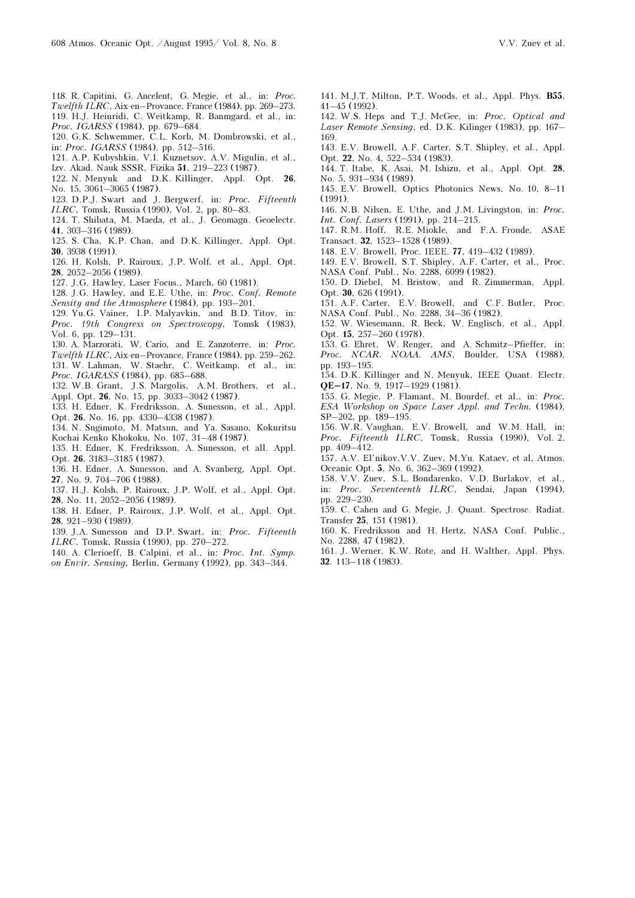118. R. Capitini, G. Ancelent, G. Megie, et al., in: *Proc. Twelfth ILRC*, Aix-en–Provance, France (1984), pp. 269–273.
119. H.J. Heinridi, C. Weitkamp, R. Banmgard, et al., in: *Proc. IGARSS* (1984), pp. 679–684.
120. G.K. Schwemmer, C.L. Korb, M. Dombrowski, et al., in: *Proc. IGARSS* (1984), pp. 512–516.
121. A.P. Kubyshkin, V.I. Kuznetsov, A.V. Migulin, et al., Izv. Akad. Nauk SSSR, Fizika **51**, 219–223 (1987).
122. N. Menyuk and D.K. Killinger, Appl. Opt. **26**, No. 15, 3061–3065 (1987).
123. D.P.J. Swart and J. Bergwerf, in: *Proc. Fifteenth ILRC*, Tomsk, Russia (1990), Vol. 2, pp. 80–83.
124. T. Shibata, M. Maeda, et al., J. Geomagn. Geoelectr. **41**, 303–316 (1989).
125. S. Cha, K.P. Chan, and D.K. Killinger, Appl. Opt. **30**, 3938 (1991).
126. H. Kolsh, P. Rairoux, J.P. Wolf, et al., Appl. Opt. **28**, 2052–2056 (1989).
127. J.G. Hawley, Laser Focus., March, 60 (1981).
128. J.G. Hawley, and E.E. Uthe, in: *Proc. Conf. Remote Sensity and the Atmosphere* (1984), pp. 193–201.
129. Yu.G. Vainer, I.P. Malyavkin, and B.D. Titov, in: *Proc. 19th Congress on Spectroscopy*, Tomsk (1983), Vol. 6, pp. 129–131.
130. A. Marzorati, W. Cario, and E. Zanzoterre, in: *Proc. Twelfth ILRC*, Aix-en–Provance, France (1984), pp. 259–262.
131. W. Lahman, W. Staehr, C. Weitkamp, et al., in: *Proc. IGARASS* (1984), pp. 685–688.
132. W.B. Grant, J.S. Margolis, A.M. Brothers, et al., Appl. Opt. **26**, No. 15, pp. 3033–3042 (1987).
133. H. Edner, K. Fredriksson, A. Sunesson, et al., Appl. Opt. **26**, No. 16, pp. 4330–4338 (1987).
134. N. Sugimoto, M. Matsun, and Ya. Sasano, Kokuritsu Kochai Kenko Khokoku, No. 107, 31–48 (1987).
135. H. Edner, K. Fredriksson, A. Sunesson, et all. Appl. Opt. **26**, 3183–3185 (1987).
136. H. Edner, A. Sunesson, and A. Svanberg, Appl. Opt. **27**, No. 9, 704–706 (1988).
137. H.J. Kolsh, P. Rairoux, J.P. Wolf, et al., Appl. Opt. **28**, No. 11, 2052–2056 (1989).
138. H. Edner, P. Rairoux, J.P. Wolf, et al., Appl. Opt. **28**, 921–930 (1989).
139. J.A. Sunesson and D.P. Swart, in: *Proc. Fifteenth ILRC*, Tomsk, Russia (1990), pp. 270–272.
140. A. Clerioeff, B. Calpini, et al., in: *Proc. Int. Symp. on Envir. Sensing,* Berlin, Germany (1992), pp. 343–344.
141. M.J.T. Milton, P.T. Woods, et al., Appl. Phys. **B55**, 41–45 (1992).
142. W.S. Heps and T.J. McGee, in: *Proc. Optical and Laser Remote Sensing*, ed. D.K. Kilinger (1983), pp. 167–169.
143. E.V. Browell, A.F. Carter, S.T. Shipley, et al., Appl. Opt. **22**, No. 4, 522–534 (1983).
144. T. Itabe, K. Asai, M. Ishizu, et al., Appl. Opt. **28**, No. 5, 931–934 (1989).
145. E.V. Browell, Optics Photonics News, No. 10, 8–11 (1991).
146. N.B. Nilsen, E. Uthe, and J.M. Livingston, in: *Proc. Int. Conf. Lasers* (1991), pp. 214–215.
147. R.M. Hoff, R.E. Miokle, and F.A. Froude, ASAE Transact. **32**, 1523–1528 (1989).
148. E.V. Browell, Proc. IEEE. **77**, 419–432 (1989).
149. E.V. Browell, S.T. Shipley, A.F. Carter, et al., Proc. NASA Conf. Publ., No. 2288, 6099 (1982).
150. D. Diebel, M. Bristow, and R. Zimmerman, Appl. Opt. **30**, 626 (1991).
151. A.F. Carter, E.V. Browell, and C.F. Butler, Proc. NASA Conf. Publ., No. 2288, 34–36 (1982).
152. W. Wiesemann, R. Beck, W. Englisch, et al., Appl. Opt. **15**, 257–260 (1978).
153. G. Ehret, W. Renger, and A. Schmitz–Pfieffer, in: *Proc. NCAR. NOAA. AMS*, Boulder, USA (1988), pp. 193–195.
154. D.K. Killinger and N. Menyuk, IEEE Quant. Electr. **QE–17**, No. 9, 1917–1929 (1981).
155. G. Megie, P. Flamant, M. Bourdef, et al., in: *Proc. ESA Workshop on Space Laser Appl. and Techn.* (1984), SP–202, pp. 189–195.
156. W.R. Vaughan, E.V. Browell, and W.M. Hall, in: *Proc. Fifteenth ILRC*, Tomsk, Russia (1990), Vol. 2, pp. 409–412.
157. A.V. El'nikov,V.V. Zuev, M.Yu. Kataev, et al, Atmos. Oceanic Opt. **5**, No. 6, 362–369 (1992).
158. V.V. Zuev, S.L. Bondarenko, V.D. Burlakov, et al., in: *Proc. Seventeenth ILRC*, Sendai, Japan (1994), pp. 229–230.
159. C. Cahen and G. Megie, J. Quant. Spectrosc. Radiat. Transfer **25**, 151 (1981).
160. K. Fredriksson and H. Hertz, NASA Conf. Public., No. 2288, 47 (1982).
161. J. Werner, K.W. Rote, and H. Walther, Appl. Phys. **32**. 113–118 (1983).